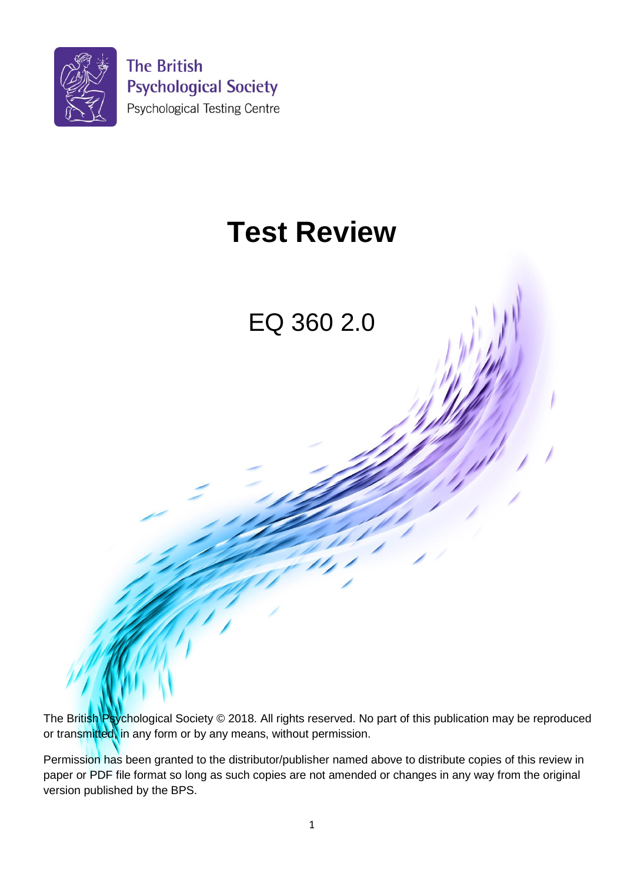The British Psychological Society

Psychological Testing Centre

# Test Review

## EQ 360 2.0

The British Psychological Society © 2018. All rights reserved. No part of this publication may be reproduced or transmitted, in any form or by any means, without permission.

Permission has been granted to the distributor/publisher named above to distribute copies of this review in paper or PDF file format so long as such copies are not amended or changes in any way from the original version published by the BPS.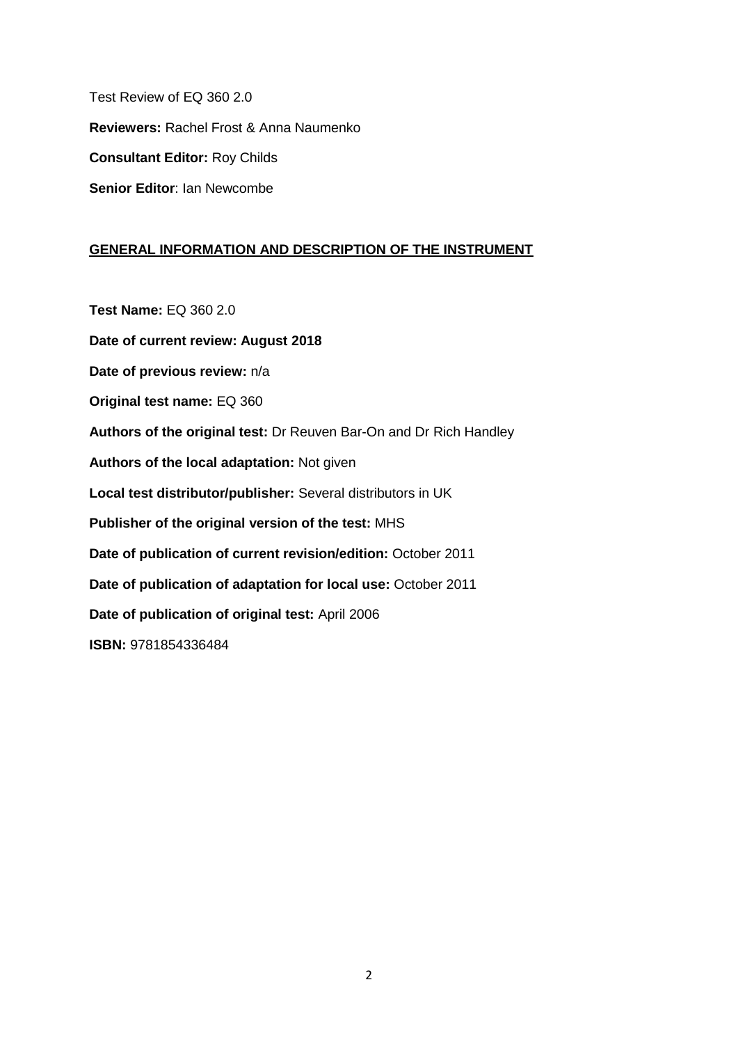Test Review of EQ 360 2.0

**Reviewers:** Rachel Frost & Anna Naumenko

**Consultant Editor:** Roy Childs

**Senior Editor**: Ian Newcombe

## GENERAL INFORMATION AND DESCRIPTION OF THE INSTRUMENT

**Test Name:** EQ 360 2.0

**Date of current review: August 2018**

**Date of previous review:** n/a

**Original test name:** EQ 360

**Authors of the original test:** Dr Reuven Bar-On and Dr Rich Handley

**Authors of the local adaptation:** Not given

**Local test distributor/publisher:** Several distributors in UK

**Publisher of the original version of the test:** MHS

**Date of publication of current revision/edition:** October 2011

**Date of publication of adaptation for local use:** October 2011

**Date of publication of original test:** April 2006

**ISBN:** 9781854336484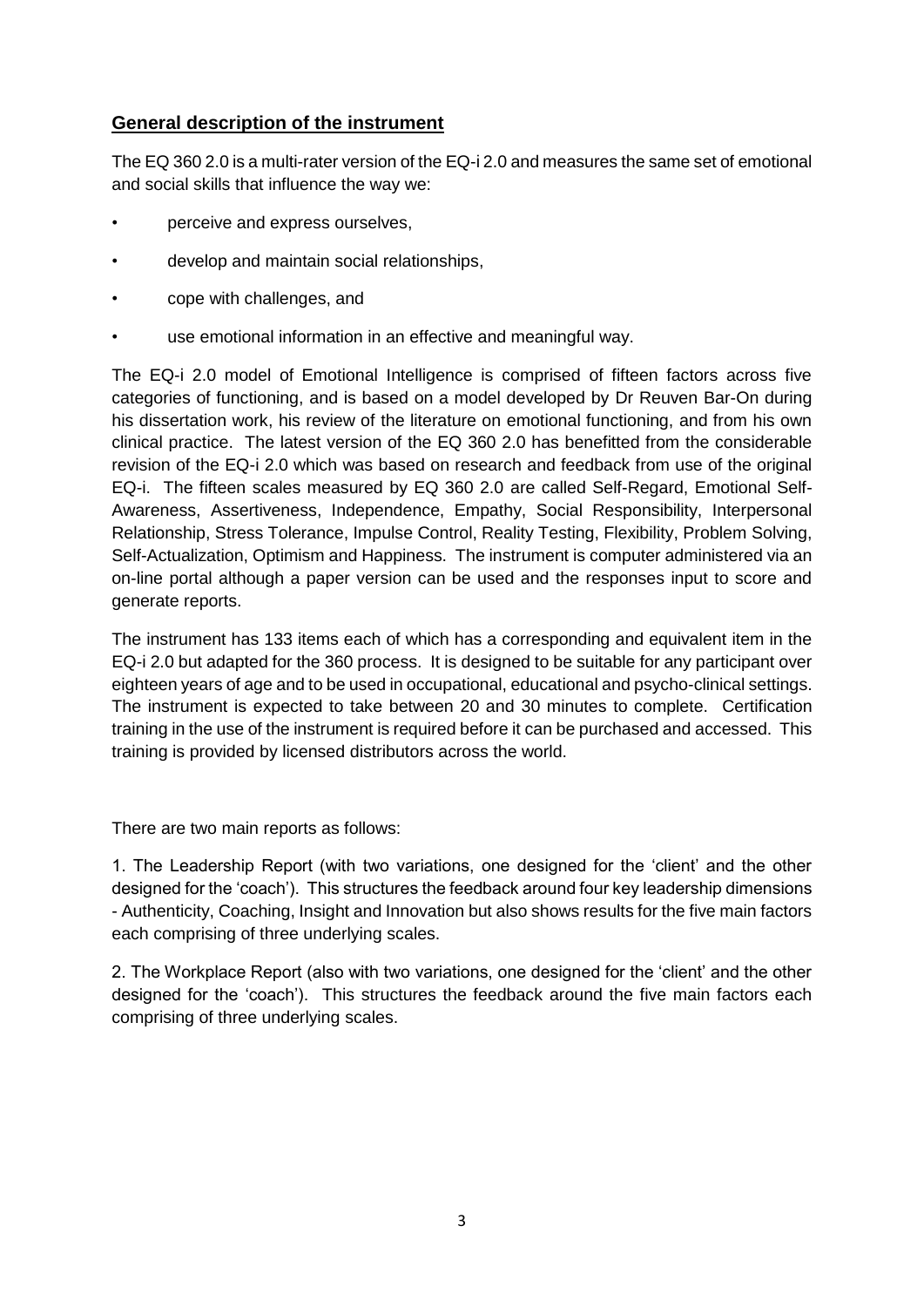## General description of the instrument

The EQ 360 2.0 is a multi-rater version of the EQ-i 2.0 and measures the same set of emotional and social skills that influence the way we:

- perceive and express ourselves,
- develop and maintain social relationships,
- cope with challenges, and
- use emotional information in an effective and meaningful way.

The EQ-i 2.0 model of Emotional Intelligence is comprised of fifteen factors across five categories of functioning, and is based on a model developed by Dr Reuven Bar-On during his dissertation work, his review of the literature on emotional functioning, and from his own clinical practice. The latest version of the EQ 360 2.0 has benefitted from the considerable revision of the EQ-i 2.0 which was based on research and feedback from use of the original EQ-i. The fifteen scales measured by EQ 360 2.0 are called Self-Regard, Emotional Self-Awareness, Assertiveness, Independence, Empathy, Social Responsibility, Interpersonal Relationship, Stress Tolerance, Impulse Control, Reality Testing, Flexibility, Problem Solving, Self-Actualization, Optimism and Happiness. The instrument is computer administered via an on-line portal although a paper version can be used and the responses input to score and generate reports.

The instrument has 133 items each of which has a corresponding and equivalent item in the EQ-i 2.0 but adapted for the 360 process. It is designed to be suitable for any participant over eighteen years of age and to be used in occupational, educational and psycho-clinical settings. The instrument is expected to take between 20 and 30 minutes to complete. Certification training in the use of the instrument is required before it can be purchased and accessed. This training is provided by licensed distributors across the world.

There are two main reports as follows:

1. The Leadership Report (with two variations, one designed for the 'client' and the other designed for the 'coach'). This structures the feedback around four key leadership dimensions - Authenticity, Coaching, Insight and Innovation but also shows results for the five main factors each comprising of three underlying scales.

2. The Workplace Report (also with two variations, one designed for the 'client' and the other designed for the 'coach'). This structures the feedback around the five main factors each comprising of three underlying scales.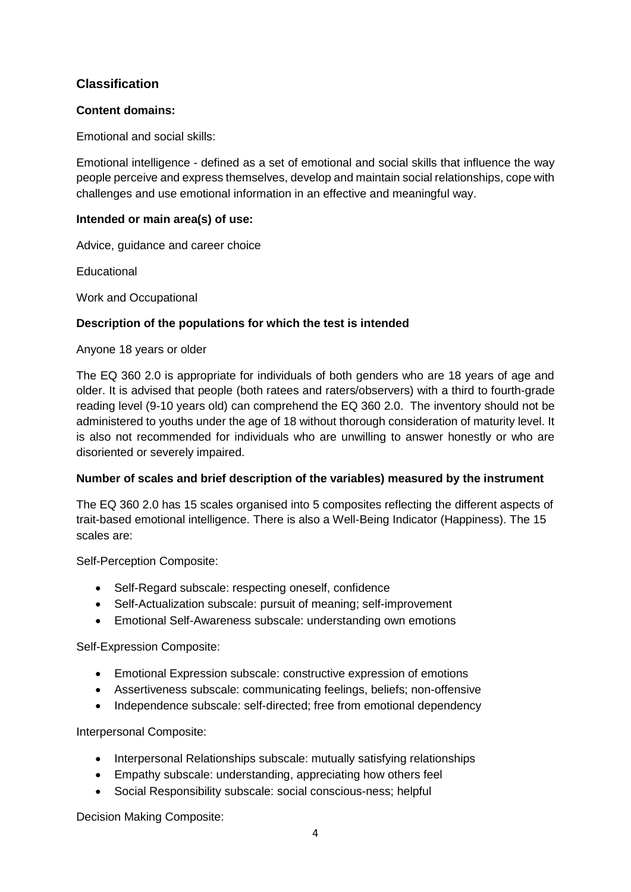## Classification

**Content domains:**

Emotional and social skills:

Emotional intelligence - defined as a set of emotional and social skills that influence the way people perceive and express themselves, develop and maintain social relationships, cope with challenges and use emotional information in an effective and meaningful way.

**Intended or main area(s) of use:**

Advice, guidance and career choice

Educational

Work and Occupational

**Description of the populations for which the test is intended**

Anyone 18 years or older

The EQ 360 2.0 is appropriate for individuals of both genders who are 18 years of age and older. It is advised that people (both ratees and raters/observers) with a third to fourth-grade reading level (9-10 years old) can comprehend the EQ 360 2.0. The inventory should not be administered to youths under the age of 18 without thorough consideration of maturity level. It is also not recommended for individuals who are unwilling to answer honestly or who are disoriented or severely impaired.

**Number of scales and brief description of the variables) measured by the instrument**

The EQ 360 2.0 has 15 scales organised into 5 composites reflecting the different aspects of trait-based emotional intelligence. There is also a Well-Being Indicator (Happiness). The 15 scales are:

Self-Perception Composite:

- Self-Regard subscale: respecting oneself, confidence
- Self-Actualization subscale: pursuit of meaning; self-improvement
- Emotional Self-Awareness subscale: understanding own emotions

Self-Expression Composite:

- Emotional Expression subscale: constructive expression of emotions
- Assertiveness subscale: communicating feelings, beliefs; non-offensive
- Independence subscale: self-directed; free from emotional dependency

Interpersonal Composite:

- Interpersonal Relationships subscale: mutually satisfying relationships
- Empathy subscale: understanding, appreciating how others feel
- Social Responsibility subscale: social conscious-ness; helpful

Decision Making Composite: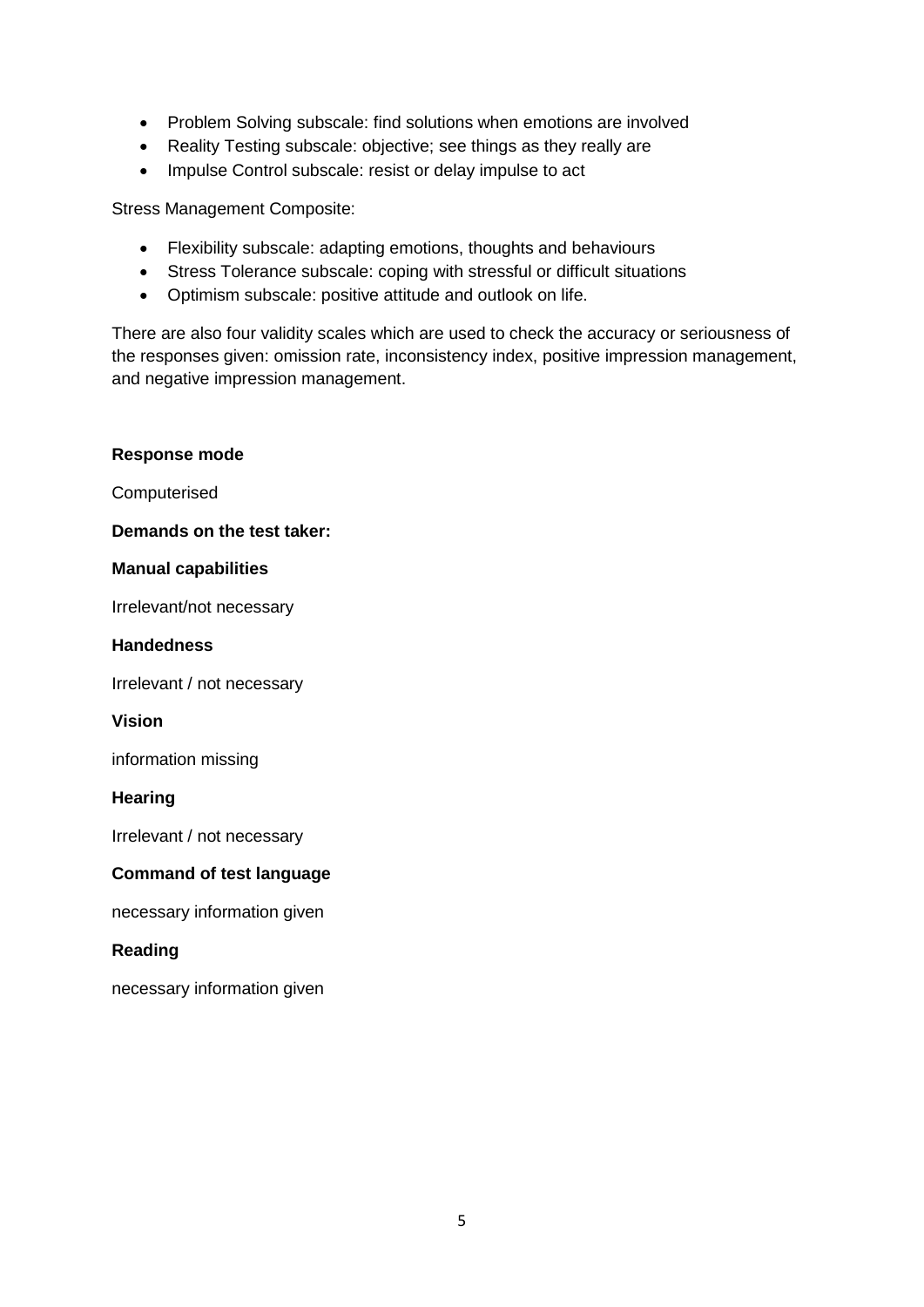- Problem Solving subscale: find solutions when emotions are involved
- Reality Testing subscale: objective; see things as they really are
- Impulse Control subscale: resist or delay impulse to act

Stress Management Composite:

- Flexibility subscale: adapting emotions, thoughts and behaviours
- Stress Tolerance subscale: coping with stressful or difficult situations
- Optimism subscale: positive attitude and outlook on life.

There are also four validity scales which are used to check the accuracy or seriousness of the responses given: omission rate, inconsistency index, positive impression management, and negative impression management.

**Response mode**

Computerised

**Demands on the test taker:**

**Manual capabilities**

Irrelevant/not necessary

**Handedness**

Irrelevant / not necessary

**Vision**

information missing

**Hearing**

Irrelevant / not necessary

**Command of test language**

necessary information given

**Reading**

necessary information given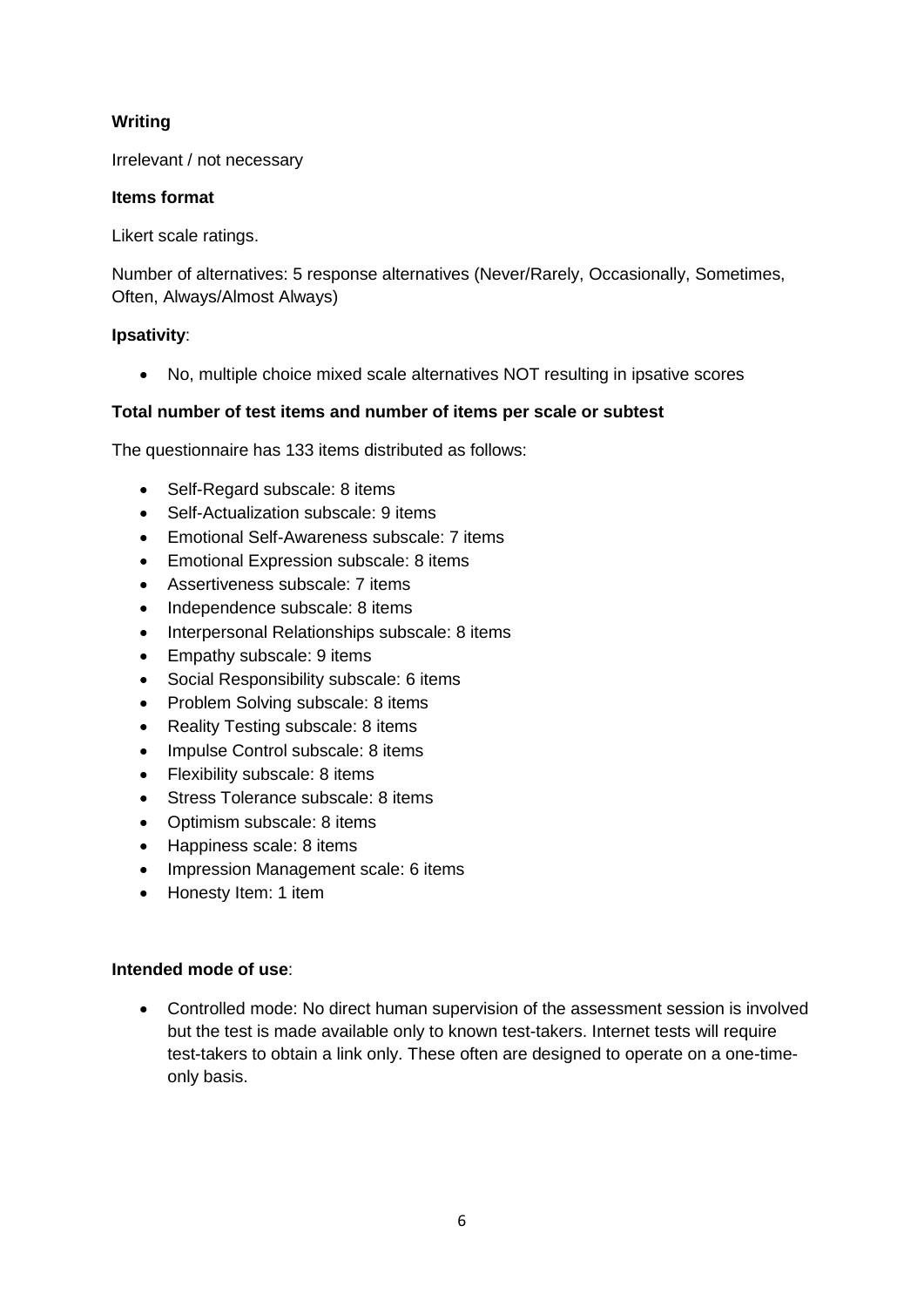**Writing**

Irrelevant / not necessary

**Items format**

Likert scale ratings.

Number of alternatives: 5 response alternatives (Never/Rarely, Occasionally, Sometimes, Often, Always/Almost Always)

**Ipsativity**:

- No, multiple choice mixed scale alternatives NOT resulting in ipsative scores

**Total number of test items and number of items per scale or subtest**

The questionnaire has 133 items distributed as follows:

- Self-Regard subscale: 8 items
- Self-Actualization subscale: 9 items
- Emotional Self-Awareness subscale: 7 items
- Emotional Expression subscale: 8 items
- Assertiveness subscale: 7 items
- Independence subscale: 8 items
- Interpersonal Relationships subscale: 8 items
- Empathy subscale: 9 items
- Social Responsibility subscale: 6 items
- Problem Solving subscale: 8 items
- Reality Testing subscale: 8 items
- Impulse Control subscale: 8 items
- Flexibility subscale: 8 items
- Stress Tolerance subscale: 8 items
- Optimism subscale: 8 items
- Happiness scale: 8 items
- Impression Management scale: 6 items
- Honesty Item: 1 item

**Intended mode of use**:

- Controlled mode: No direct human supervision of the assessment session is involved but the test is made available only to known test-takers. Internet tests will require test-takers to obtain a link only. These often are designed to operate on a one-time-only basis.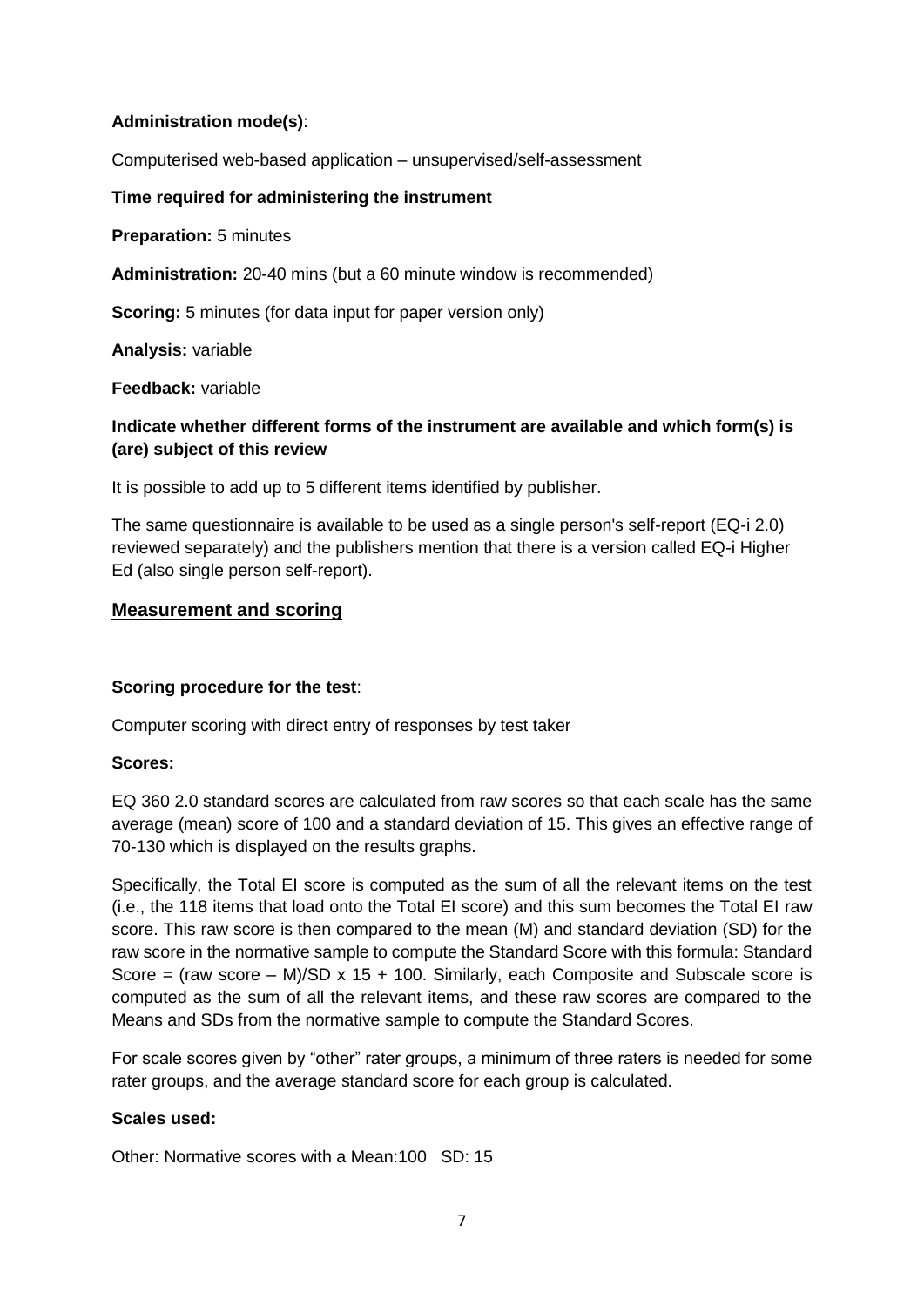**Administration mode(s)**:

Computerised web-based application – unsupervised/self-assessment

**Time required for administering the instrument**

**Preparation:** 5 minutes

**Administration:** 20-40 mins (but a 60 minute window is recommended)

**Scoring:** 5 minutes (for data input for paper version only)

**Analysis:** variable

**Feedback:** variable

**Indicate whether different forms of the instrument are available and which form(s) is (are) subject of this review**

It is possible to add up to 5 different items identified by publisher.

The same questionnaire is available to be used as a single person's self-report (EQ-i 2.0) reviewed separately) and the publishers mention that there is a version called EQ-i Higher Ed (also single person self-report).

## Measurement and scoring

**Scoring procedure for the test**:

Computer scoring with direct entry of responses by test taker

**Scores:**

EQ 360 2.0 standard scores are calculated from raw scores so that each scale has the same average (mean) score of 100 and a standard deviation of 15. This gives an effective range of 70-130 which is displayed on the results graphs.

Specifically, the Total EI score is computed as the sum of all the relevant items on the test (i.e., the 118 items that load onto the Total EI score) and this sum becomes the Total EI raw score. This raw score is then compared to the mean (M) and standard deviation (SD) for the raw score in the normative sample to compute the Standard Score with this formula: Standard Score = (raw score – M)/SD x 15 + 100. Similarly, each Composite and Subscale score is computed as the sum of all the relevant items, and these raw scores are compared to the Means and SDs from the normative sample to compute the Standard Scores.

For scale scores given by "other" rater groups, a minimum of three raters is needed for some rater groups, and the average standard score for each group is calculated.

**Scales used:**

Other: Normative scores with a Mean:100 SD: 15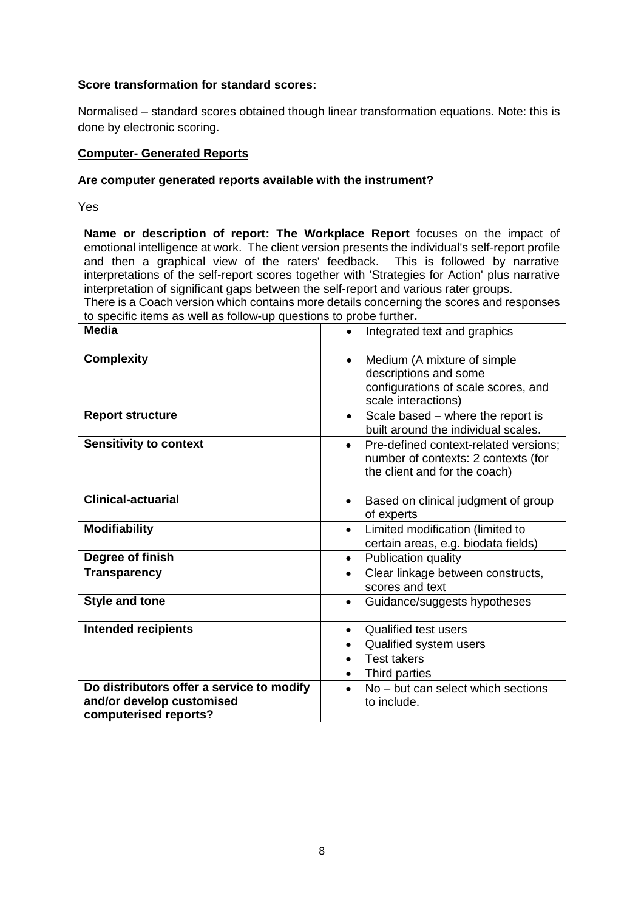**Score transformation for standard scores:**

Normalised – standard scores obtained though linear transformation equations. Note: this is done by electronic scoring.

**<u>Computer- Generated Reports</u>**

**Are computer generated reports available with the instrument?**

Yes

| **Name or description of report: The Workplace Report** focuses on the impact of emotional intelligence at work. The client version presents the individual's self-report profile and then a graphical view of the raters' feedback. This is followed by narrative interpretations of the self-report scores together with 'Strategies for Action' plus narrative interpretation of significant gaps between the self-report and various rater groups. There is a Coach version which contains more details concerning the scores and responses to specific items as well as follow-up questions to probe further**.** | |
|---|---|
| **Media** | • Integrated text and graphics |
| **Complexity** | • Medium (A mixture of simple descriptions and some configurations of scale scores, and scale interactions) |
| **Report structure** | • Scale based – where the report is built around the individual scales. |
| **Sensitivity to context** | • Pre-defined context-related versions; number of contexts: 2 contexts (for the client and for the coach) |
| **Clinical-actuarial** | • Based on clinical judgment of group of experts |
| **Modifiability** | • Limited modification (limited to certain areas, e.g. biodata fields) |
| **Degree of finish** | • Publication quality |
| **Transparency** | • Clear linkage between constructs, scores and text |
| **Style and tone** | • Guidance/suggests hypotheses |
| **Intended recipients** | • Qualified test users<br>• Qualified system users<br>• Test takers<br>• Third parties |
| **Do distributors offer a service to modify and/or develop customised computerised reports?** | • No – but can select which sections to include. |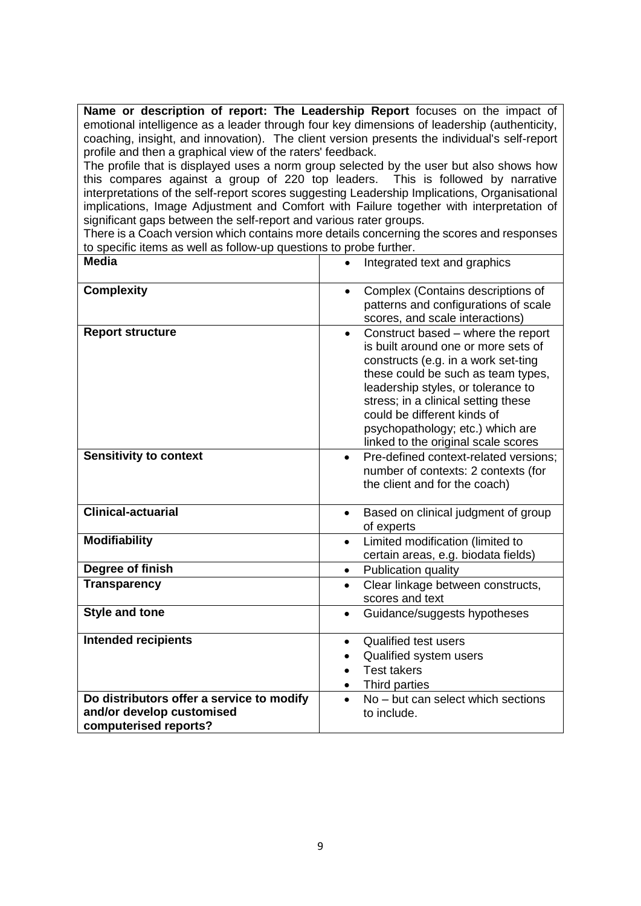**Name or description of report: The Leadership Report** focuses on the impact of emotional intelligence as a leader through four key dimensions of leadership (authenticity, coaching, insight, and innovation). The client version presents the individual's self-report profile and then a graphical view of the raters' feedback.

The profile that is displayed uses a norm group selected by the user but also shows how this compares against a group of 220 top leaders. This is followed by narrative interpretations of the self-report scores suggesting Leadership Implications, Organisational implications, Image Adjustment and Comfort with Failure together with interpretation of significant gaps between the self-report and various rater groups.

There is a Coach version which contains more details concerning the scores and responses to specific items as well as follow-up questions to probe further.

| | |
|---|---|
| **Media** | • Integrated text and graphics |
| **Complexity** | • Complex (Contains descriptions of patterns and configurations of scale scores, and scale interactions) |
| **Report structure** | • Construct based – where the report is built around one or more sets of constructs (e.g. in a work set-ting these could be such as team types, leadership styles, or tolerance to stress; in a clinical setting these could be different kinds of psychopathology; etc.) which are linked to the original scale scores |
| **Sensitivity to context** | • Pre-defined context-related versions; number of contexts: 2 contexts (for the client and for the coach) |
| **Clinical-actuarial** | • Based on clinical judgment of group of experts |
| **Modifiability** | • Limited modification (limited to certain areas, e.g. biodata fields) |
| **Degree of finish** | • Publication quality |
| **Transparency** | • Clear linkage between constructs, scores and text |
| **Style and tone** | • Guidance/suggests hypotheses |
| **Intended recipients** | • Qualified test users<br>• Qualified system users<br>• Test takers<br>• Third parties |
| **Do distributors offer a service to modify and/or develop customised computerised reports?** | • No – but can select which sections to include. |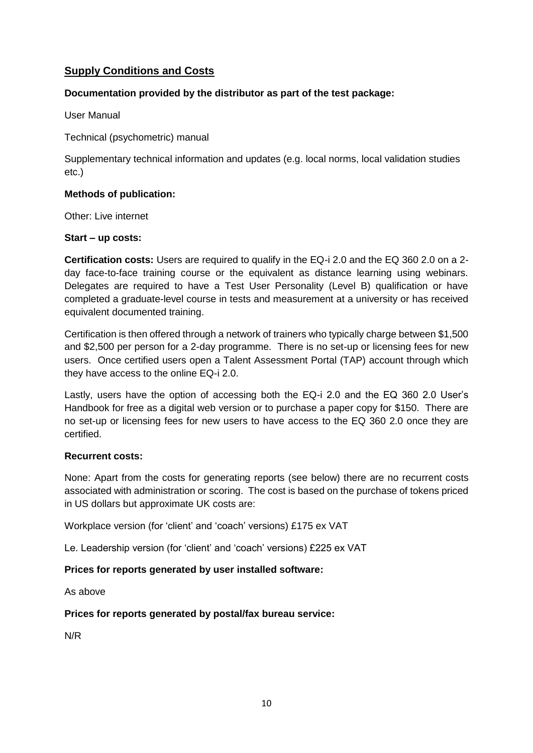## Supply Conditions and Costs

**Documentation provided by the distributor as part of the test package:**

User Manual

Technical (psychometric) manual

Supplementary technical information and updates (e.g. local norms, local validation studies etc.)

**Methods of publication:**

Other: Live internet

**Start – up costs:**

**Certification costs:** Users are required to qualify in the EQ-i 2.0 and the EQ 360 2.0 on a 2-day face-to-face training course or the equivalent as distance learning using webinars. Delegates are required to have a Test User Personality (Level B) qualification or have completed a graduate-level course in tests and measurement at a university or has received equivalent documented training.

Certification is then offered through a network of trainers who typically charge between $1,500 and $2,500 per person for a 2-day programme. There is no set-up or licensing fees for new users. Once certified users open a Talent Assessment Portal (TAP) account through which they have access to the online EQ-i 2.0.

Lastly, users have the option of accessing both the EQ-i 2.0 and the EQ 360 2.0 User's Handbook for free as a digital web version or to purchase a paper copy for $150. There are no set-up or licensing fees for new users to have access to the EQ 360 2.0 once they are certified.

**Recurrent costs:**

None: Apart from the costs for generating reports (see below) there are no recurrent costs associated with administration or scoring. The cost is based on the purchase of tokens priced in US dollars but approximate UK costs are:

Workplace version (for 'client' and 'coach' versions) £175 ex VAT

Le. Leadership version (for 'client' and 'coach' versions) £225 ex VAT

**Prices for reports generated by user installed software:**

As above

**Prices for reports generated by postal/fax bureau service:**

N/R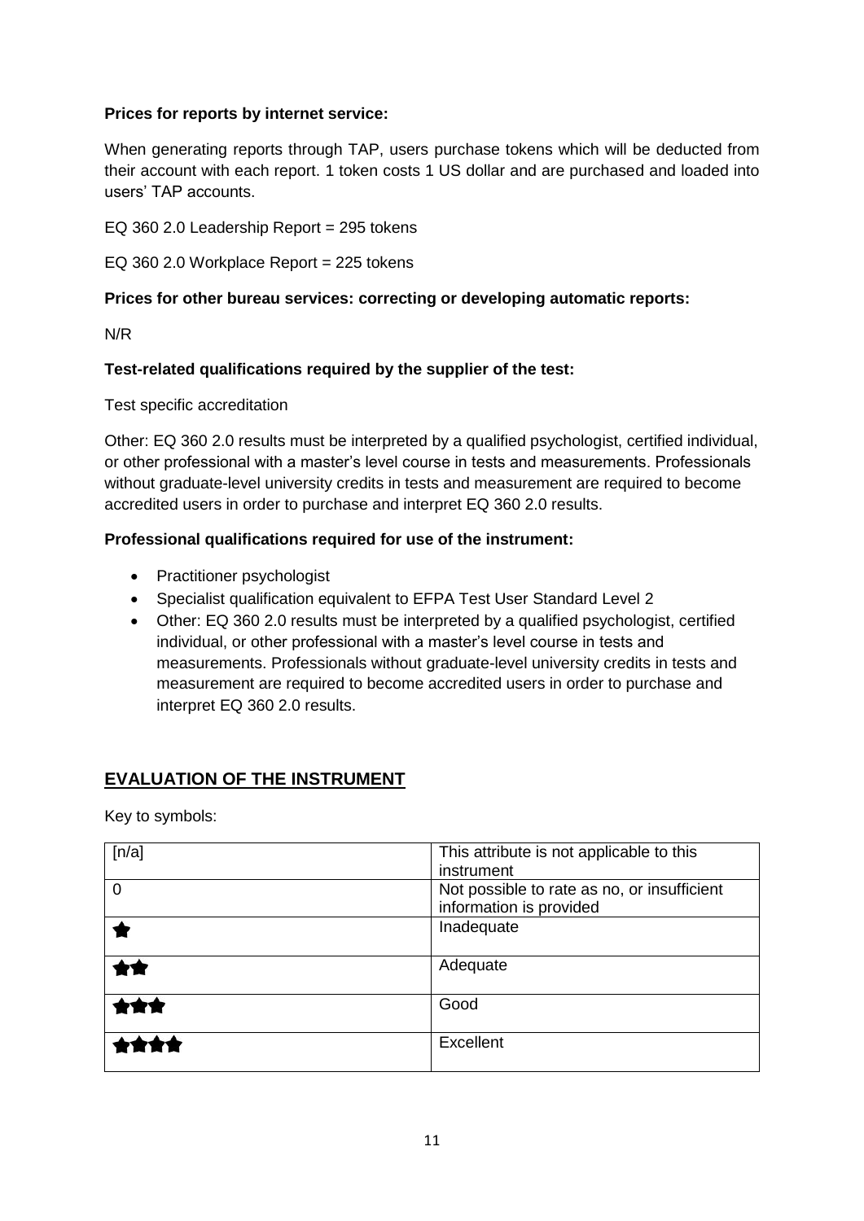**Prices for reports by internet service:**

When generating reports through TAP, users purchase tokens which will be deducted from their account with each report. 1 token costs 1 US dollar and are purchased and loaded into users' TAP accounts.

EQ 360 2.0 Leadership Report = 295 tokens

EQ 360 2.0 Workplace Report = 225 tokens

**Prices for other bureau services: correcting or developing automatic reports:**

N/R

**Test-related qualifications required by the supplier of the test:**

Test specific accreditation

Other: EQ 360 2.0 results must be interpreted by a qualified psychologist, certified individual, or other professional with a master's level course in tests and measurements. Professionals without graduate-level university credits in tests and measurement are required to become accredited users in order to purchase and interpret EQ 360 2.0 results.

**Professional qualifications required for use of the instrument:**

- Practitioner psychologist
- Specialist qualification equivalent to EFPA Test User Standard Level 2
- Other: EQ 360 2.0 results must be interpreted by a qualified psychologist, certified individual, or other professional with a master's level course in tests and measurements. Professionals without graduate-level university credits in tests and measurement are required to become accredited users in order to purchase and interpret EQ 360 2.0 results.

## EVALUATION OF THE INSTRUMENT

Key to symbols:

| | |
|---|---|
| [n/a] | This attribute is not applicable to this instrument |
| 0 | Not possible to rate as no, or insufficient information is provided |
| ★ | Inadequate |
| ★★ | Adequate |
| ★★★ | Good |
| ★★★★ | Excellent |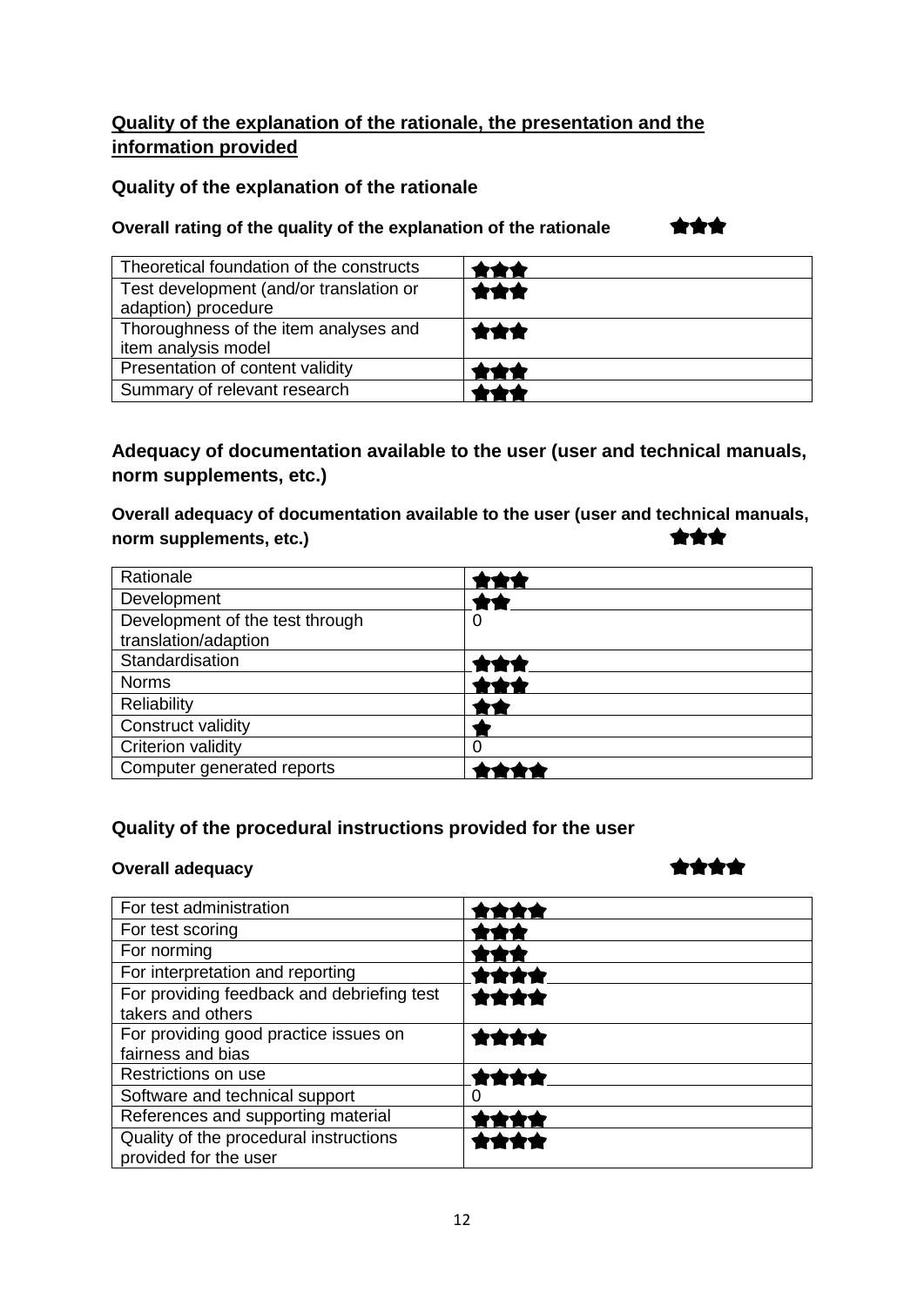## Quality of the explanation of the rationale, the presentation and the information provided

### Quality of the explanation of the rationale

**Overall rating of the quality of the explanation of the rationale** ★★★

| | |
|---|---|
| Theoretical foundation of the constructs | ★★★ |
| Test development (and/or translation or adaption) procedure | ★★★ |
| Thoroughness of the item analyses and item analysis model | ★★★ |
| Presentation of content validity | ★★★ |
| Summary of relevant research | ★★★ |

### Adequacy of documentation available to the user (user and technical manuals, norm supplements, etc.)

**Overall adequacy of documentation available to the user (user and technical manuals, norm supplements, etc.)** ★★★

| | |
|---|---|
| Rationale | ★★★ |
| Development | ★★ |
| Development of the test through translation/adaption | 0 |
| Standardisation | ★★★ |
| Norms | ★★★ |
| Reliability | ★★ |
| Construct validity | ★ |
| Criterion validity | 0 |
| Computer generated reports | ★★★★ |

### Quality of the procedural instructions provided for the user

**Overall adequacy** ★★★★

| | |
|---|---|
| For test administration | ★★★★ |
| For test scoring | ★★★ |
| For norming | ★★★ |
| For interpretation and reporting | ★★★★ |
| For providing feedback and debriefing test takers and others | ★★★★ |
| For providing good practice issues on fairness and bias | ★★★★ |
| Restrictions on use | ★★★★ |
| Software and technical support | 0 |
| References and supporting material | ★★★★ |
| Quality of the procedural instructions provided for the user | ★★★★ |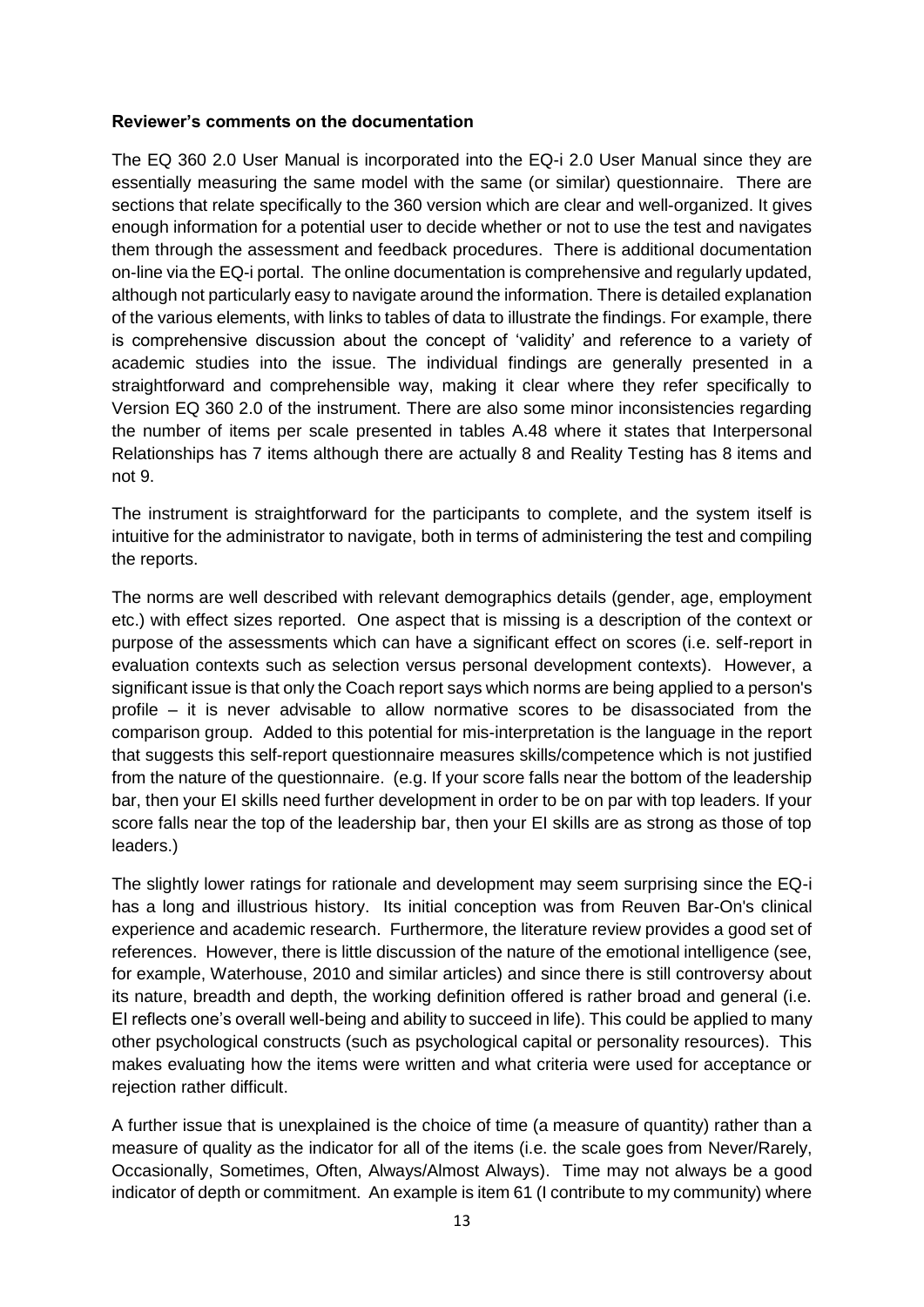**Reviewer's comments on the documentation**

The EQ 360 2.0 User Manual is incorporated into the EQ-i 2.0 User Manual since they are essentially measuring the same model with the same (or similar) questionnaire. There are sections that relate specifically to the 360 version which are clear and well-organized. It gives enough information for a potential user to decide whether or not to use the test and navigates them through the assessment and feedback procedures. There is additional documentation on-line via the EQ-i portal. The online documentation is comprehensive and regularly updated, although not particularly easy to navigate around the information. There is detailed explanation of the various elements, with links to tables of data to illustrate the findings. For example, there is comprehensive discussion about the concept of 'validity' and reference to a variety of academic studies into the issue. The individual findings are generally presented in a straightforward and comprehensible way, making it clear where they refer specifically to Version EQ 360 2.0 of the instrument. There are also some minor inconsistencies regarding the number of items per scale presented in tables A.48 where it states that Interpersonal Relationships has 7 items although there are actually 8 and Reality Testing has 8 items and not 9.

The instrument is straightforward for the participants to complete, and the system itself is intuitive for the administrator to navigate, both in terms of administering the test and compiling the reports.

The norms are well described with relevant demographics details (gender, age, employment etc.) with effect sizes reported. One aspect that is missing is a description of the context or purpose of the assessments which can have a significant effect on scores (i.e. self-report in evaluation contexts such as selection versus personal development contexts). However, a significant issue is that only the Coach report says which norms are being applied to a person's profile – it is never advisable to allow normative scores to be disassociated from the comparison group. Added to this potential for mis-interpretation is the language in the report that suggests this self-report questionnaire measures skills/competence which is not justified from the nature of the questionnaire. (e.g. If your score falls near the bottom of the leadership bar, then your EI skills need further development in order to be on par with top leaders. If your score falls near the top of the leadership bar, then your EI skills are as strong as those of top leaders.)

The slightly lower ratings for rationale and development may seem surprising since the EQ-i has a long and illustrious history. Its initial conception was from Reuven Bar-On's clinical experience and academic research. Furthermore, the literature review provides a good set of references. However, there is little discussion of the nature of the emotional intelligence (see, for example, Waterhouse, 2010 and similar articles) and since there is still controversy about its nature, breadth and depth, the working definition offered is rather broad and general (i.e. EI reflects one's overall well-being and ability to succeed in life). This could be applied to many other psychological constructs (such as psychological capital or personality resources). This makes evaluating how the items were written and what criteria were used for acceptance or rejection rather difficult.

A further issue that is unexplained is the choice of time (a measure of quantity) rather than a measure of quality as the indicator for all of the items (i.e. the scale goes from Never/Rarely, Occasionally, Sometimes, Often, Always/Almost Always). Time may not always be a good indicator of depth or commitment. An example is item 61 (I contribute to my community) where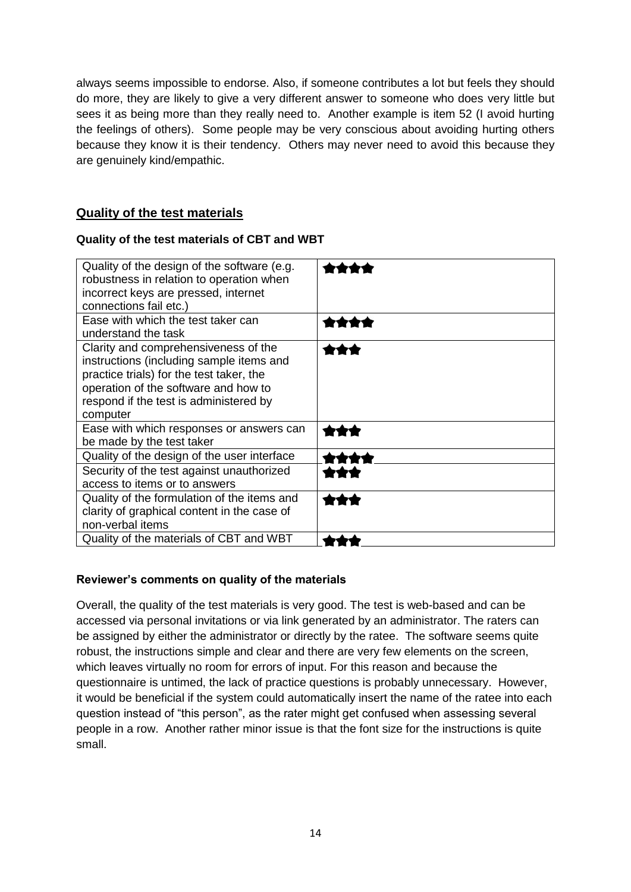always seems impossible to endorse. Also, if someone contributes a lot but feels they should do more, they are likely to give a very different answer to someone who does very little but sees it as being more than they really need to. Another example is item 52 (I avoid hurting the feelings of others). Some people may be very conscious about avoiding hurting others because they know it is their tendency. Others may never need to avoid this because they are genuinely kind/empathic.

## Quality of the test materials

### Quality of the test materials of CBT and WBT

| Criterion | Rating |
|---|---|
| Quality of the design of the software (e.g. robustness in relation to operation when incorrect keys are pressed, internet connections fail etc.) | ★★★★ |
| Ease with which the test taker can understand the task | ★★★★ |
| Clarity and comprehensiveness of the instructions (including sample items and practice trials) for the test taker, the operation of the software and how to respond if the test is administered by computer | ★★★ |
| Ease with which responses or answers can be made by the test taker | ★★★ |
| Quality of the design of the user interface | ★★★★ |
| Security of the test against unauthorized access to items or to answers | ★★★ |
| Quality of the formulation of the items and clarity of graphical content in the case of non-verbal items | ★★★ |
| Quality of the materials of CBT and WBT | ★★★ |

### Reviewer's comments on quality of the materials

Overall, the quality of the test materials is very good. The test is web-based and can be accessed via personal invitations or via link generated by an administrator. The raters can be assigned by either the administrator or directly by the ratee. The software seems quite robust, the instructions simple and clear and there are very few elements on the screen, which leaves virtually no room for errors of input. For this reason and because the questionnaire is untimed, the lack of practice questions is probably unnecessary. However, it would be beneficial if the system could automatically insert the name of the ratee into each question instead of "this person", as the rater might get confused when assessing several people in a row. Another rather minor issue is that the font size for the instructions is quite small.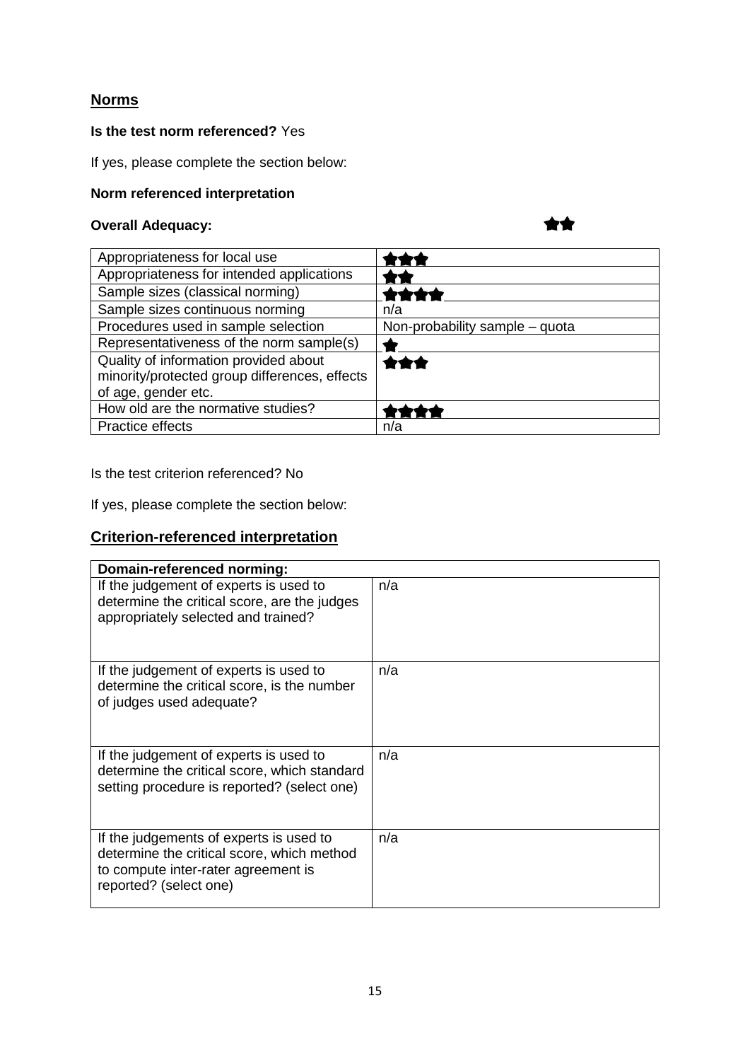## Norms

**Is the test norm referenced?** Yes

If yes, please complete the section below:

**Norm referenced interpretation**

**Overall Adequacy:** ★★

| Appropriateness for local use | ★★★ |
|---|---|
| Appropriateness for intended applications | ★★ |
| Sample sizes (classical norming) | ★★★★ |
| Sample sizes continuous norming | n/a |
| Procedures used in sample selection | Non-probability sample – quota |
| Representativeness of the norm sample(s) | ★ |
| Quality of information provided about minority/protected group differences, effects of age, gender etc. | ★★★ |
| How old are the normative studies? | ★★★★ |
| Practice effects | n/a |

Is the test criterion referenced? No

If yes, please complete the section below:

## Criterion-referenced interpretation

| Domain-referenced norming: | |
|---|---|
| If the judgement of experts is used to determine the critical score, are the judges appropriately selected and trained? | n/a |
| If the judgement of experts is used to determine the critical score, is the number of judges used adequate? | n/a |
| If the judgement of experts is used to determine the critical score, which standard setting procedure is reported? (select one) | n/a |
| If the judgements of experts is used to determine the critical score, which method to compute inter-rater agreement is reported? (select one) | n/a |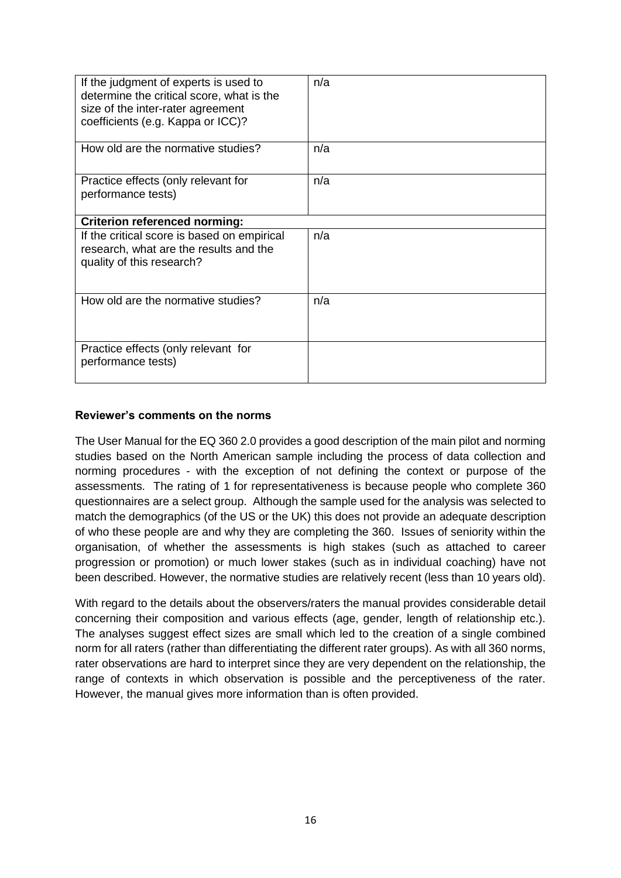| | |
|---|---|
| If the judgment of experts is used to determine the critical score, what is the size of the inter-rater agreement coefficients (e.g. Kappa or ICC)? | n/a |
| How old are the normative studies? | n/a |
| Practice effects (only relevant for performance tests) | n/a |
| **Criterion referenced norming:** | |
| If the critical score is based on empirical research, what are the results and the quality of this research? | n/a |
| How old are the normative studies? | n/a |
| Practice effects (only relevant for performance tests) | |

**Reviewer's comments on the norms**

The User Manual for the EQ 360 2.0 provides a good description of the main pilot and norming studies based on the North American sample including the process of data collection and norming procedures - with the exception of not defining the context or purpose of the assessments. The rating of 1 for representativeness is because people who complete 360 questionnaires are a select group. Although the sample used for the analysis was selected to match the demographics (of the US or the UK) this does not provide an adequate description of who these people are and why they are completing the 360. Issues of seniority within the organisation, of whether the assessments is high stakes (such as attached to career progression or promotion) or much lower stakes (such as in individual coaching) have not been described. However, the normative studies are relatively recent (less than 10 years old).

With regard to the details about the observers/raters the manual provides considerable detail concerning their composition and various effects (age, gender, length of relationship etc.). The analyses suggest effect sizes are small which led to the creation of a single combined norm for all raters (rather than differentiating the different rater groups). As with all 360 norms, rater observations are hard to interpret since they are very dependent on the relationship, the range of contexts in which observation is possible and the perceptiveness of the rater. However, the manual gives more information than is often provided.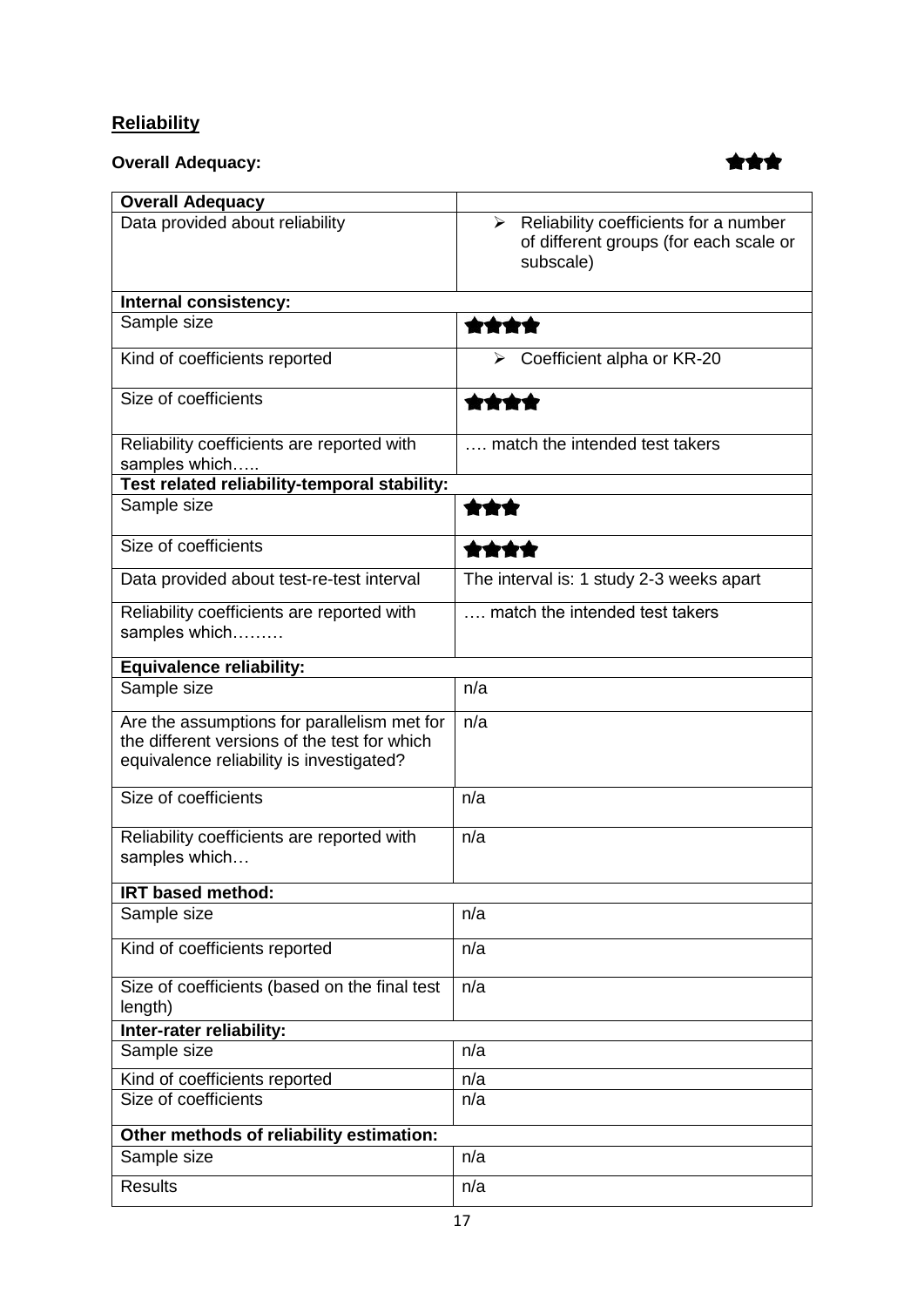## Reliability

**Overall Adequacy:** ★★★

| **Overall Adequacy** | |
|---|---|
| Data provided about reliability | ➢ Reliability coefficients for a number of different groups (for each scale or subscale) |
| **Internal consistency:** | |
| Sample size | ★★★★ |
| Kind of coefficients reported | ➢ Coefficient alpha or KR-20 |
| Size of coefficients | ★★★★ |
| Reliability coefficients are reported with samples which….. | …. match the intended test takers |
| **Test related reliability-temporal stability:** | |
| Sample size | ★★★ |
| Size of coefficients | ★★★★ |
| Data provided about test-re-test interval | The interval is: 1 study 2-3 weeks apart |
| Reliability coefficients are reported with samples which……… | …. match the intended test takers |
| **Equivalence reliability:** | |
| Sample size | n/a |
| Are the assumptions for parallelism met for the different versions of the test for which equivalence reliability is investigated? | n/a |
| Size of coefficients | n/a |
| Reliability coefficients are reported with samples which… | n/a |
| **IRT based method:** | |
| Sample size | n/a |
| Kind of coefficients reported | n/a |
| Size of coefficients (based on the final test length) | n/a |
| **Inter-rater reliability:** | |
| Sample size | n/a |
| Kind of coefficients reported | n/a |
| Size of coefficients | n/a |
| **Other methods of reliability estimation:** | |
| Sample size | n/a |
| Results | n/a |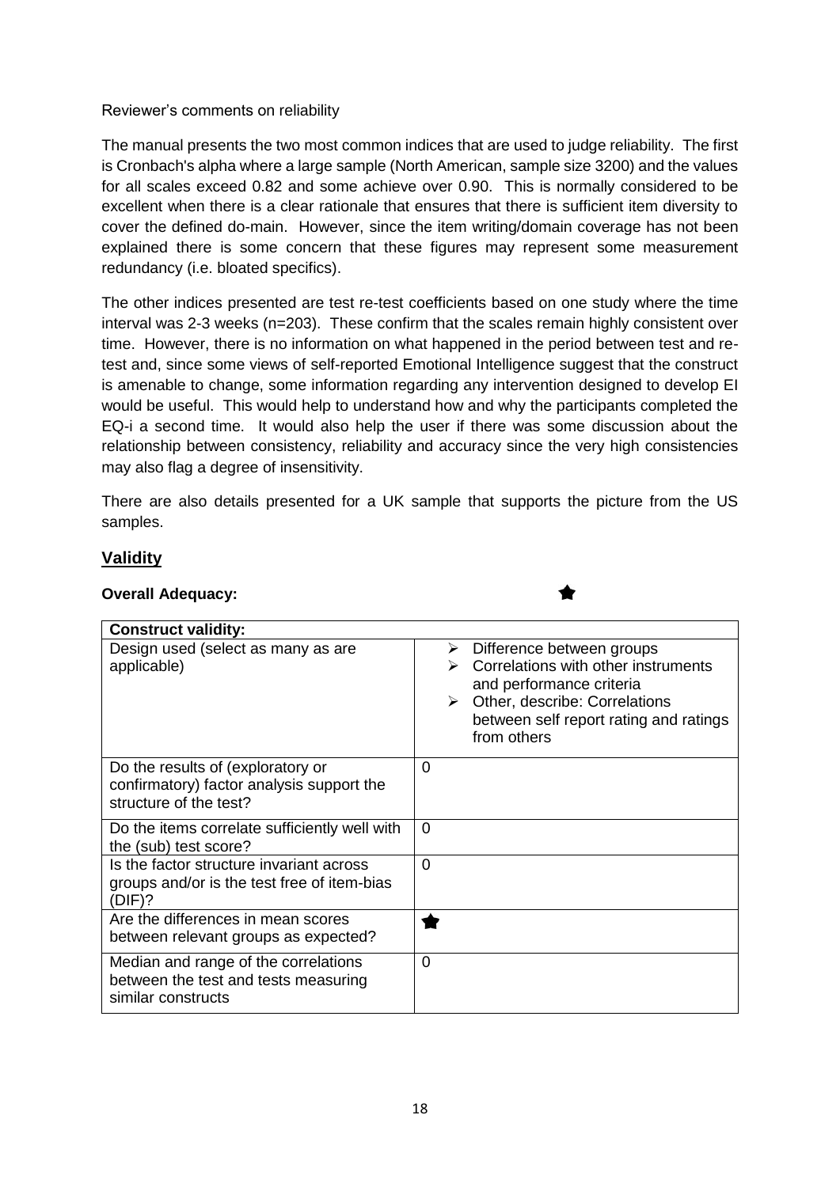Reviewer's comments on reliability

The manual presents the two most common indices that are used to judge reliability. The first is Cronbach's alpha where a large sample (North American, sample size 3200) and the values for all scales exceed 0.82 and some achieve over 0.90. This is normally considered to be excellent when there is a clear rationale that ensures that there is sufficient item diversity to cover the defined do-main. However, since the item writing/domain coverage has not been explained there is some concern that these figures may represent some measurement redundancy (i.e. bloated specifics).

The other indices presented are test re-test coefficients based on one study where the time interval was 2-3 weeks (n=203). These confirm that the scales remain highly consistent over time. However, there is no information on what happened in the period between test and re-test and, since some views of self-reported Emotional Intelligence suggest that the construct is amenable to change, some information regarding any intervention designed to develop EI would be useful. This would help to understand how and why the participants completed the EQ-i a second time. It would also help the user if there was some discussion about the relationship between consistency, reliability and accuracy since the very high consistencies may also flag a degree of insensitivity.

There are also details presented for a UK sample that supports the picture from the US samples.

## Validity

**Overall Adequacy:** ★

| **Construct validity:** | |
|---|---|
| Design used (select as many as are applicable) | ➢ Difference between groups<br>➢ Correlations with other instruments and performance criteria<br>➢ Other, describe: Correlations between self report rating and ratings from others |
| Do the results of (exploratory or confirmatory) factor analysis support the structure of the test? | 0 |
| Do the items correlate sufficiently well with the (sub) test score? | 0 |
| Is the factor structure invariant across groups and/or is the test free of item-bias (DIF)? | 0 |
| Are the differences in mean scores between relevant groups as expected? | ★ |
| Median and range of the correlations between the test and tests measuring similar constructs | 0 |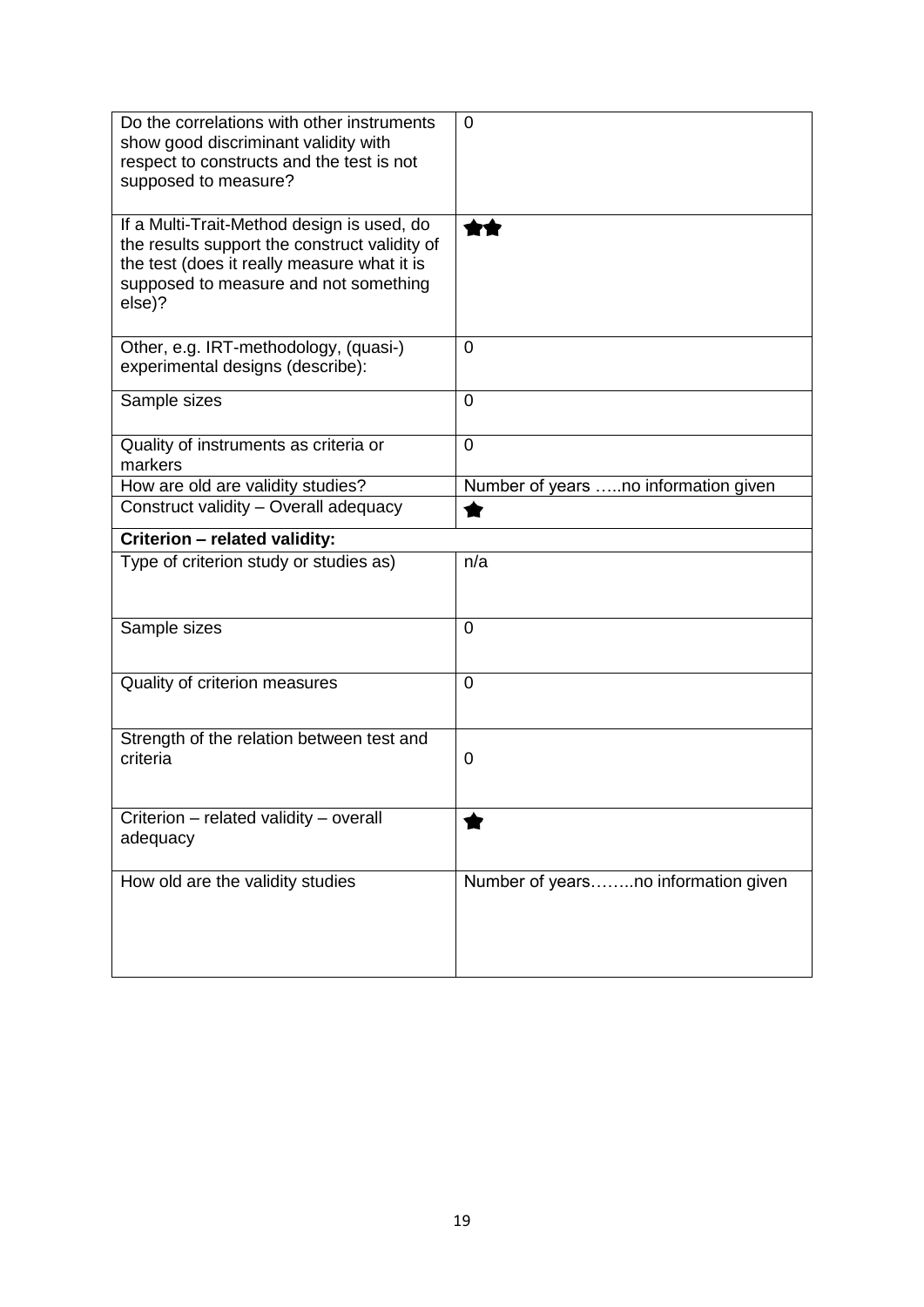| | |
|---|---|
| Do the correlations with other instruments show good discriminant validity with respect to constructs and the test is not supposed to measure? | 0 |
| If a Multi-Trait-Method design is used, do the results support the construct validity of the test (does it really measure what it is supposed to measure and not something else)? | ★★ |
| Other, e.g. IRT-methodology, (quasi-) experimental designs (describe): | 0 |
| Sample sizes | 0 |
| Quality of instruments as criteria or markers | 0 |
| How are old are validity studies? | Number of years …..no information given |
| Construct validity – Overall adequacy | ★ |
| **Criterion – related validity:** | |
| Type of criterion study or studies as) | n/a |
| Sample sizes | 0 |
| Quality of criterion measures | 0 |
| Strength of the relation between test and criteria | 0 |
| Criterion – related validity – overall adequacy | ★ |
| How old are the validity studies | Number of years……..no information given |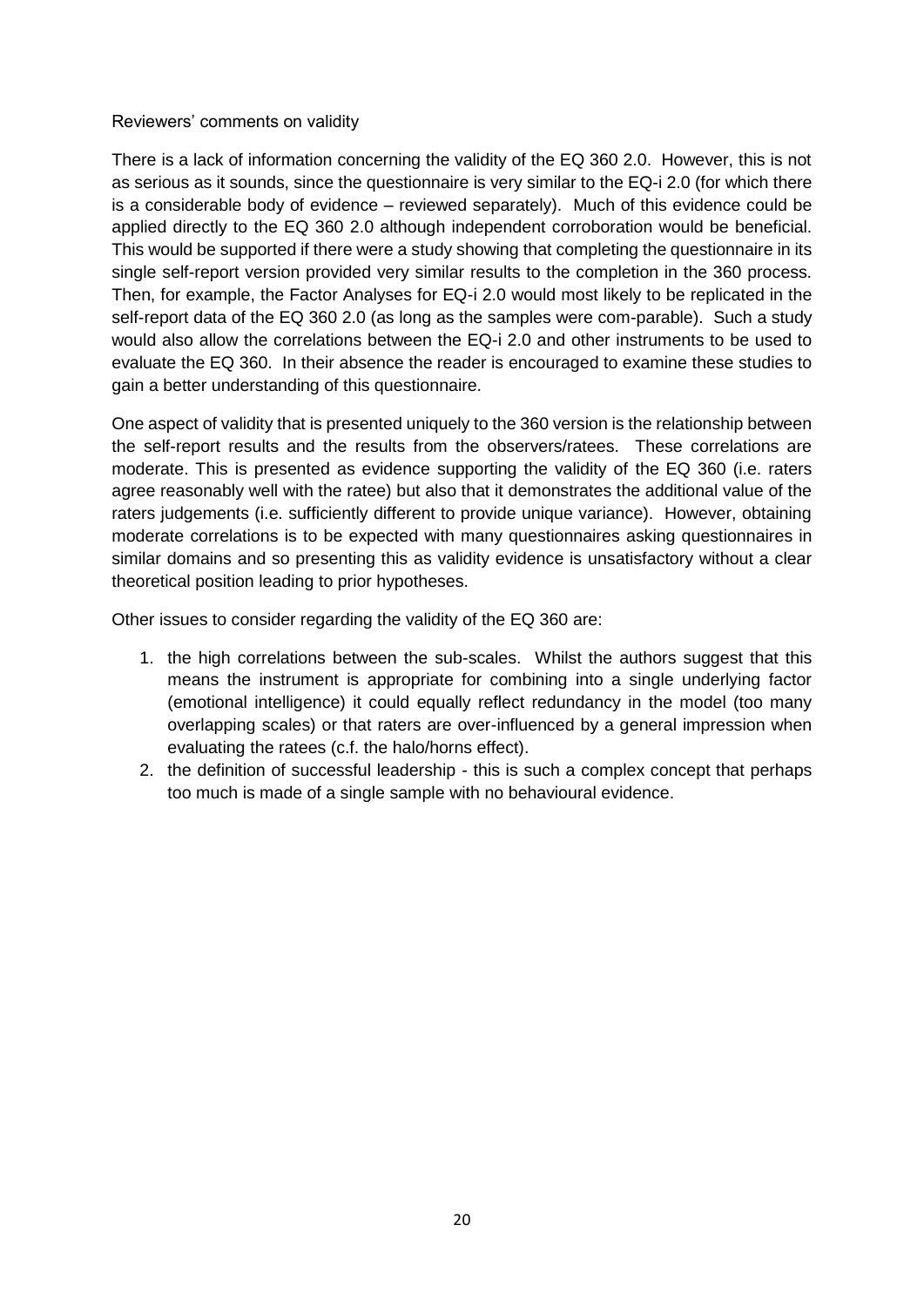Reviewers' comments on validity

There is a lack of information concerning the validity of the EQ 360 2.0. However, this is not as serious as it sounds, since the questionnaire is very similar to the EQ-i 2.0 (for which there is a considerable body of evidence – reviewed separately). Much of this evidence could be applied directly to the EQ 360 2.0 although independent corroboration would be beneficial. This would be supported if there were a study showing that completing the questionnaire in its single self-report version provided very similar results to the completion in the 360 process. Then, for example, the Factor Analyses for EQ-i 2.0 would most likely to be replicated in the self-report data of the EQ 360 2.0 (as long as the samples were com-parable). Such a study would also allow the correlations between the EQ-i 2.0 and other instruments to be used to evaluate the EQ 360. In their absence the reader is encouraged to examine these studies to gain a better understanding of this questionnaire.

One aspect of validity that is presented uniquely to the 360 version is the relationship between the self-report results and the results from the observers/ratees. These correlations are moderate. This is presented as evidence supporting the validity of the EQ 360 (i.e. raters agree reasonably well with the ratee) but also that it demonstrates the additional value of the raters judgements (i.e. sufficiently different to provide unique variance). However, obtaining moderate correlations is to be expected with many questionnaires asking questionnaires in similar domains and so presenting this as validity evidence is unsatisfactory without a clear theoretical position leading to prior hypotheses.

Other issues to consider regarding the validity of the EQ 360 are:

1. the high correlations between the sub-scales. Whilst the authors suggest that this means the instrument is appropriate for combining into a single underlying factor (emotional intelligence) it could equally reflect redundancy in the model (too many overlapping scales) or that raters are over-influenced by a general impression when evaluating the ratees (c.f. the halo/horns effect).
2. the definition of successful leadership - this is such a complex concept that perhaps too much is made of a single sample with no behavioural evidence.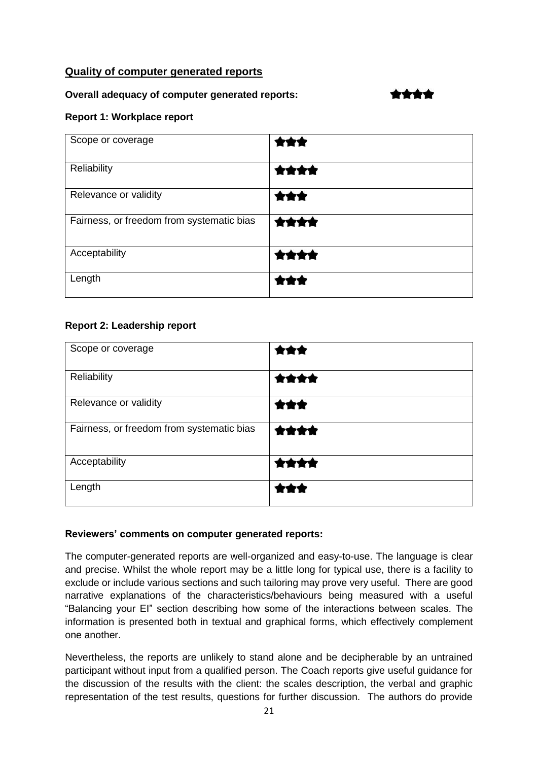## Quality of computer generated reports

**Overall adequacy of computer generated reports:** ★★★★

**Report 1: Workplace report**

| | |
|---|---|
| Scope or coverage | ★★★ |
| Reliability | ★★★★ |
| Relevance or validity | ★★★ |
| Fairness, or freedom from systematic bias | ★★★★ |
| Acceptability | ★★★★ |
| Length | ★★★ |

**Report 2: Leadership report**

| | |
|---|---|
| Scope or coverage | ★★★ |
| Reliability | ★★★★ |
| Relevance or validity | ★★★ |
| Fairness, or freedom from systematic bias | ★★★★ |
| Acceptability | ★★★★ |
| Length | ★★★ |

**Reviewers' comments on computer generated reports:**

The computer-generated reports are well-organized and easy-to-use. The language is clear and precise. Whilst the whole report may be a little long for typical use, there is a facility to exclude or include various sections and such tailoring may prove very useful. There are good narrative explanations of the characteristics/behaviours being measured with a useful "Balancing your EI" section describing how some of the interactions between scales. The information is presented both in textual and graphical forms, which effectively complement one another.

Nevertheless, the reports are unlikely to stand alone and be decipherable by an untrained participant without input from a qualified person. The Coach reports give useful guidance for the discussion of the results with the client: the scales description, the verbal and graphic representation of the test results, questions for further discussion. The authors do provide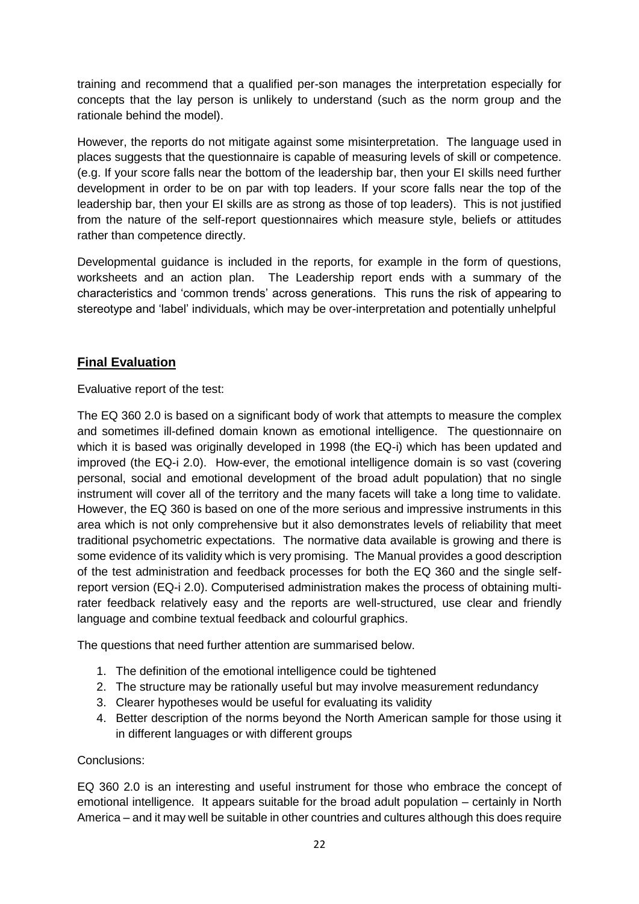training and recommend that a qualified per-son manages the interpretation especially for concepts that the lay person is unlikely to understand (such as the norm group and the rationale behind the model).

However, the reports do not mitigate against some misinterpretation. The language used in places suggests that the questionnaire is capable of measuring levels of skill or competence. (e.g. If your score falls near the bottom of the leadership bar, then your EI skills need further development in order to be on par with top leaders. If your score falls near the top of the leadership bar, then your EI skills are as strong as those of top leaders). This is not justified from the nature of the self-report questionnaires which measure style, beliefs or attitudes rather than competence directly.

Developmental guidance is included in the reports, for example in the form of questions, worksheets and an action plan. The Leadership report ends with a summary of the characteristics and 'common trends' across generations. This runs the risk of appearing to stereotype and 'label' individuals, which may be over-interpretation and potentially unhelpful

## **Final Evaluation**

Evaluative report of the test:

The EQ 360 2.0 is based on a significant body of work that attempts to measure the complex and sometimes ill-defined domain known as emotional intelligence. The questionnaire on which it is based was originally developed in 1998 (the EQ-i) which has been updated and improved (the EQ-i 2.0). How-ever, the emotional intelligence domain is so vast (covering personal, social and emotional development of the broad adult population) that no single instrument will cover all of the territory and the many facets will take a long time to validate. However, the EQ 360 is based on one of the more serious and impressive instruments in this area which is not only comprehensive but it also demonstrates levels of reliability that meet traditional psychometric expectations. The normative data available is growing and there is some evidence of its validity which is very promising. The Manual provides a good description of the test administration and feedback processes for both the EQ 360 and the single self-report version (EQ-i 2.0). Computerised administration makes the process of obtaining multi-rater feedback relatively easy and the reports are well-structured, use clear and friendly language and combine textual feedback and colourful graphics.

The questions that need further attention are summarised below.

1. The definition of the emotional intelligence could be tightened
2. The structure may be rationally useful but may involve measurement redundancy
3. Clearer hypotheses would be useful for evaluating its validity
4. Better description of the norms beyond the North American sample for those using it in different languages or with different groups

Conclusions:

EQ 360 2.0 is an interesting and useful instrument for those who embrace the concept of emotional intelligence. It appears suitable for the broad adult population – certainly in North America – and it may well be suitable in other countries and cultures although this does require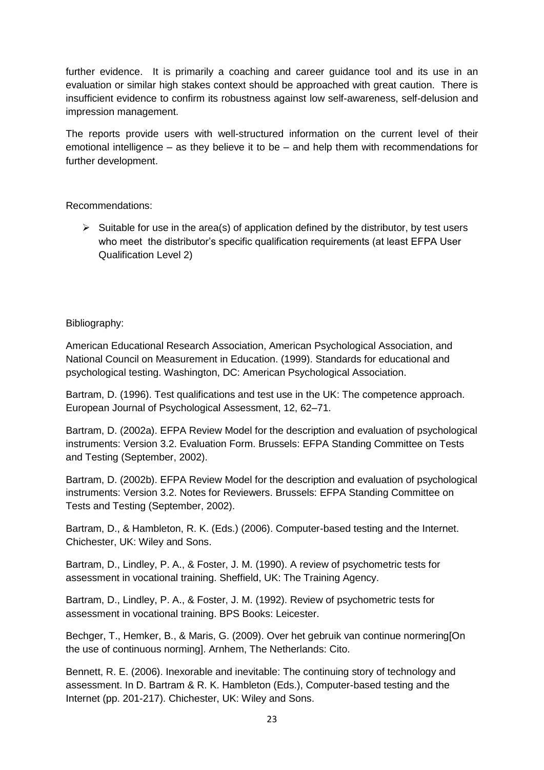further evidence. It is primarily a coaching and career guidance tool and its use in an evaluation or similar high stakes context should be approached with great caution. There is insufficient evidence to confirm its robustness against low self-awareness, self-delusion and impression management.

The reports provide users with well-structured information on the current level of their emotional intelligence – as they believe it to be – and help them with recommendations for further development.

Recommendations:

- Suitable for use in the area(s) of application defined by the distributor, by test users who meet the distributor's specific qualification requirements (at least EFPA User Qualification Level 2)

Bibliography:

American Educational Research Association, American Psychological Association, and National Council on Measurement in Education. (1999). Standards for educational and psychological testing. Washington, DC: American Psychological Association.

Bartram, D. (1996). Test qualifications and test use in the UK: The competence approach. European Journal of Psychological Assessment, 12, 62–71.

Bartram, D. (2002a). EFPA Review Model for the description and evaluation of psychological instruments: Version 3.2. Evaluation Form. Brussels: EFPA Standing Committee on Tests and Testing (September, 2002).

Bartram, D. (2002b). EFPA Review Model for the description and evaluation of psychological instruments: Version 3.2. Notes for Reviewers. Brussels: EFPA Standing Committee on Tests and Testing (September, 2002).

Bartram, D., & Hambleton, R. K. (Eds.) (2006). Computer-based testing and the Internet. Chichester, UK: Wiley and Sons.

Bartram, D., Lindley, P. A., & Foster, J. M. (1990). A review of psychometric tests for assessment in vocational training. Sheffield, UK: The Training Agency.

Bartram, D., Lindley, P. A., & Foster, J. M. (1992). Review of psychometric tests for assessment in vocational training. BPS Books: Leicester.

Bechger, T., Hemker, B., & Maris, G. (2009). Over het gebruik van continue normering[On the use of continuous norming]. Arnhem, The Netherlands: Cito.

Bennett, R. E. (2006). Inexorable and inevitable: The continuing story of technology and assessment. In D. Bartram & R. K. Hambleton (Eds.), Computer-based testing and the Internet (pp. 201-217). Chichester, UK: Wiley and Sons.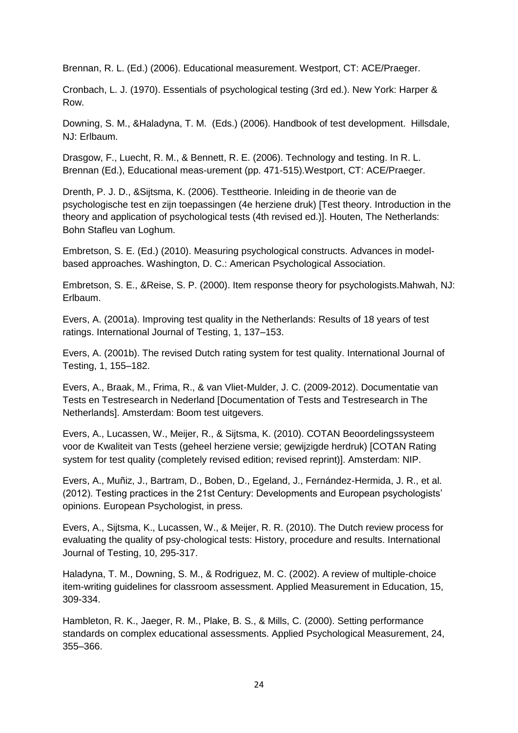Brennan, R. L. (Ed.) (2006). Educational measurement. Westport, CT: ACE/Praeger.

Cronbach, L. J. (1970). Essentials of psychological testing (3rd ed.). New York: Harper & Row.

Downing, S. M., &Haladyna, T. M.  (Eds.) (2006). Handbook of test development.  Hillsdale, NJ: Erlbaum.

Drasgow, F., Luecht, R. M., & Bennett, R. E. (2006). Technology and testing. In R. L. Brennan (Ed.), Educational meas-urement (pp. 471-515).Westport, CT: ACE/Praeger.

Drenth, P. J. D., &Sijtsma, K. (2006). Testtheorie. Inleiding in de theorie van de psychologische test en zijn toepassingen (4e herziene druk) [Test theory. Introduction in the theory and application of psychological tests (4th revised ed.)]. Houten, The Netherlands: Bohn Stafleu van Loghum.

Embretson, S. E. (Ed.) (2010). Measuring psychological constructs. Advances in model-based approaches. Washington, D. C.: American Psychological Association.

Embretson, S. E., &Reise, S. P. (2000). Item response theory for psychologists.Mahwah, NJ: Erlbaum.

Evers, A. (2001a). Improving test quality in the Netherlands: Results of 18 years of test ratings. International Journal of Testing, 1, 137–153.

Evers, A. (2001b). The revised Dutch rating system for test quality. International Journal of Testing, 1, 155–182.

Evers, A., Braak, M., Frima, R., & van Vliet-Mulder, J. C. (2009-2012). Documentatie van Tests en Testresearch in Nederland [Documentation of Tests and Testresearch in The Netherlands]. Amsterdam: Boom test uitgevers.

Evers, A., Lucassen, W., Meijer, R., & Sijtsma, K. (2010). COTAN Beoordelingssysteem voor de Kwaliteit van Tests (geheel herziene versie; gewijzigde herdruk) [COTAN Rating system for test quality (completely revised edition; revised reprint)]. Amsterdam: NIP.

Evers, A., Muñiz, J., Bartram, D., Boben, D., Egeland, J., Fernández-Hermida, J. R., et al. (2012). Testing practices in the 21st Century: Developments and European psychologists' opinions. European Psychologist, in press.

Evers, A., Sijtsma, K., Lucassen, W., & Meijer, R. R. (2010). The Dutch review process for evaluating the quality of psy-chological tests: History, procedure and results. International Journal of Testing, 10, 295-317.

Haladyna, T. M., Downing, S. M., & Rodriguez, M. C. (2002). A review of multiple-choice item-writing guidelines for classroom assessment. Applied Measurement in Education, 15, 309-334.

Hambleton, R. K., Jaeger, R. M., Plake, B. S., & Mills, C. (2000). Setting performance standards on complex educational assessments. Applied Psychological Measurement, 24, 355–366.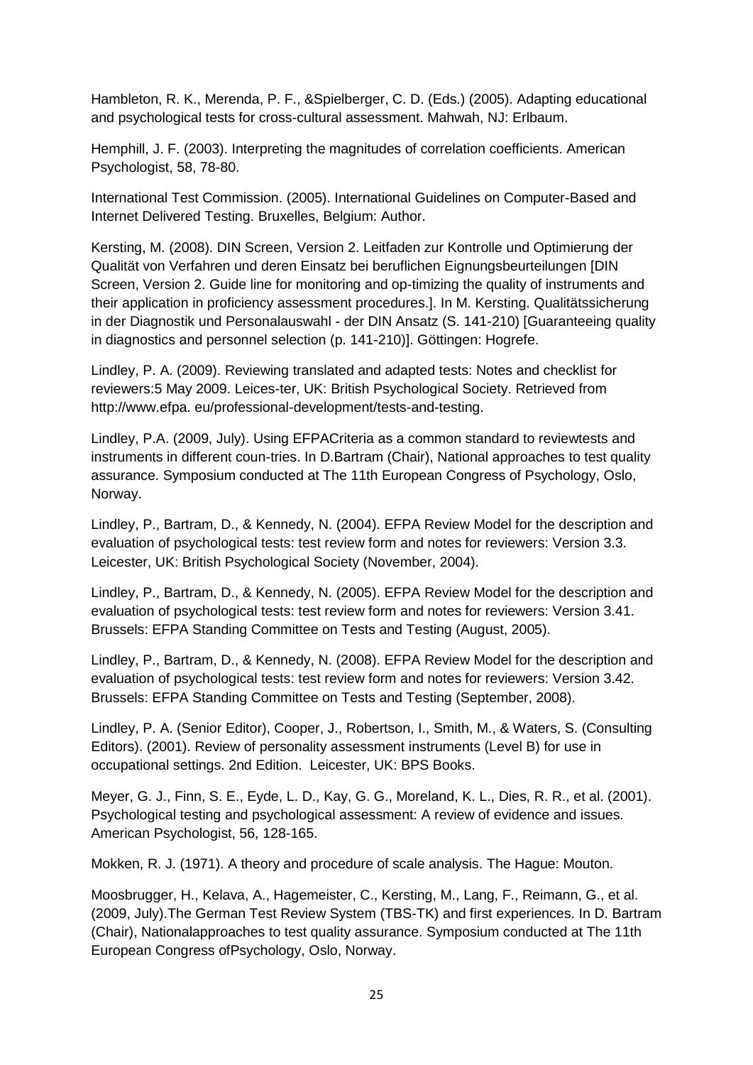Hambleton, R. K., Merenda, P. F., &Spielberger, C. D. (Eds.) (2005). Adapting educational and psychological tests for cross-cultural assessment. Mahwah, NJ: Erlbaum.

Hemphill, J. F. (2003). Interpreting the magnitudes of correlation coefficients. American Psychologist, 58, 78-80.

International Test Commission. (2005). International Guidelines on Computer-Based and Internet Delivered Testing. Bruxelles, Belgium: Author.

Kersting, M. (2008). DIN Screen, Version 2. Leitfaden zur Kontrolle und Optimierung der Qualität von Verfahren und deren Einsatz bei beruflichen Eignungsbeurteilungen [DIN Screen, Version 2. Guide line for monitoring and op-timizing the quality of instruments and their application in proficiency assessment procedures.]. In M. Kersting. Qualitätssicherung in der Diagnostik und Personalauswahl - der DIN Ansatz (S. 141-210) [Guaranteeing quality in diagnostics and personnel selection (p. 141-210)]. Göttingen: Hogrefe.

Lindley, P. A. (2009). Reviewing translated and adapted tests: Notes and checklist for reviewers:5 May 2009. Leices-ter, UK: British Psychological Society. Retrieved from http://www.efpa. eu/professional-development/tests-and-testing.

Lindley, P.A. (2009, July). Using EFPACriteria as a common standard to reviewtests and instruments in different coun-tries. In D.Bartram (Chair), National approaches to test quality assurance. Symposium conducted at The 11th European Congress of Psychology, Oslo, Norway.

Lindley, P., Bartram, D., & Kennedy, N. (2004). EFPA Review Model for the description and evaluation of psychological tests: test review form and notes for reviewers: Version 3.3. Leicester, UK: British Psychological Society (November, 2004).

Lindley, P., Bartram, D., & Kennedy, N. (2005). EFPA Review Model for the description and evaluation of psychological tests: test review form and notes for reviewers: Version 3.41. Brussels: EFPA Standing Committee on Tests and Testing (August, 2005).

Lindley, P., Bartram, D., & Kennedy, N. (2008). EFPA Review Model for the description and evaluation of psychological tests: test review form and notes for reviewers: Version 3.42. Brussels: EFPA Standing Committee on Tests and Testing (September, 2008).

Lindley, P. A. (Senior Editor), Cooper, J., Robertson, I., Smith, M., & Waters, S. (Consulting Editors). (2001). Review of personality assessment instruments (Level B) for use in occupational settings. 2nd Edition. Leicester, UK: BPS Books.

Meyer, G. J., Finn, S. E., Eyde, L. D., Kay, G. G., Moreland, K. L., Dies, R. R., et al. (2001). Psychological testing and psychological assessment: A review of evidence and issues. American Psychologist, 56, 128-165.

Mokken, R. J. (1971). A theory and procedure of scale analysis. The Hague: Mouton.

Moosbrugger, H., Kelava, A., Hagemeister, C., Kersting, M., Lang, F., Reimann, G., et al. (2009, July).The German Test Review System (TBS-TK) and first experiences. In D. Bartram (Chair), Nationalapproaches to test quality assurance. Symposium conducted at The 11th European Congress ofPsychology, Oslo, Norway.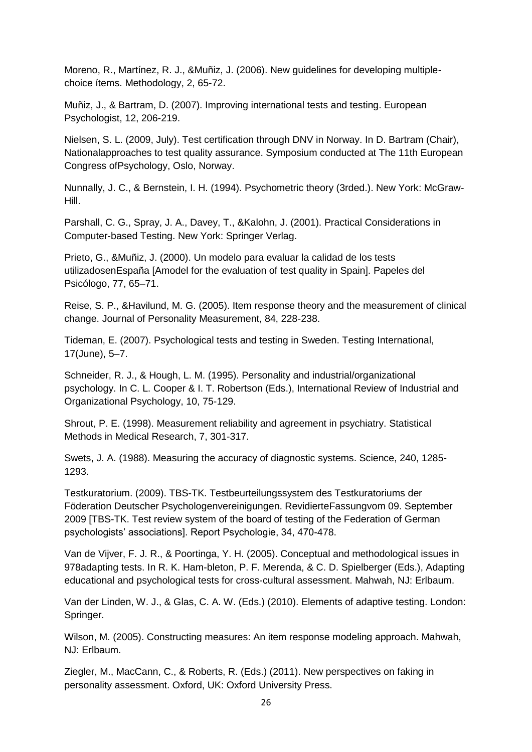Moreno, R., Martínez, R. J., &Muñiz, J. (2006). New guidelines for developing multiple-choice ítems. Methodology, 2, 65-72.

Muñiz, J., & Bartram, D. (2007). Improving international tests and testing. European Psychologist, 12, 206-219.

Nielsen, S. L. (2009, July). Test certification through DNV in Norway. In D. Bartram (Chair), Nationalapproaches to test quality assurance. Symposium conducted at The 11th European Congress ofPsychology, Oslo, Norway.

Nunnally, J. C., & Bernstein, I. H. (1994). Psychometric theory (3rded.). New York: McGraw-Hill.

Parshall, C. G., Spray, J. A., Davey, T., &Kalohn, J. (2001). Practical Considerations in Computer-based Testing. New York: Springer Verlag.

Prieto, G., &Muñiz, J. (2000). Un modelo para evaluar la calidad de los tests utilizadosenEspaña [Amodel for the evaluation of test quality in Spain]. Papeles del Psicólogo, 77, 65–71.

Reise, S. P., &Havilund, M. G. (2005). Item response theory and the measurement of clinical change. Journal of Personality Measurement, 84, 228-238.

Tideman, E. (2007). Psychological tests and testing in Sweden. Testing International, 17(June), 5–7.

Schneider, R. J., & Hough, L. M. (1995). Personality and industrial/organizational psychology. In C. L. Cooper & I. T. Robertson (Eds.), International Review of Industrial and Organizational Psychology, 10, 75-129.

Shrout, P. E. (1998). Measurement reliability and agreement in psychiatry. Statistical Methods in Medical Research, 7, 301-317.

Swets, J. A. (1988). Measuring the accuracy of diagnostic systems. Science, 240, 1285-1293.

Testkuratorium. (2009). TBS-TK. Testbeurteilungssystem des Testkuratoriums der Föderation Deutscher Psychologenvereinigungen. RevidierteFassungvom 09. September 2009 [TBS-TK. Test review system of the board of testing of the Federation of German psychologists' associations]. Report Psychologie, 34, 470-478.

Van de Vijver, F. J. R., & Poortinga, Y. H. (2005). Conceptual and methodological issues in 978adapting tests. In R. K. Ham-bleton, P. F. Merenda, & C. D. Spielberger (Eds.), Adapting educational and psychological tests for cross-cultural assessment. Mahwah, NJ: Erlbaum.

Van der Linden, W. J., & Glas, C. A. W. (Eds.) (2010). Elements of adaptive testing. London: Springer.

Wilson, M. (2005). Constructing measures: An item response modeling approach. Mahwah, NJ: Erlbaum.

Ziegler, M., MacCann, C., & Roberts, R. (Eds.) (2011). New perspectives on faking in personality assessment. Oxford, UK: Oxford University Press.